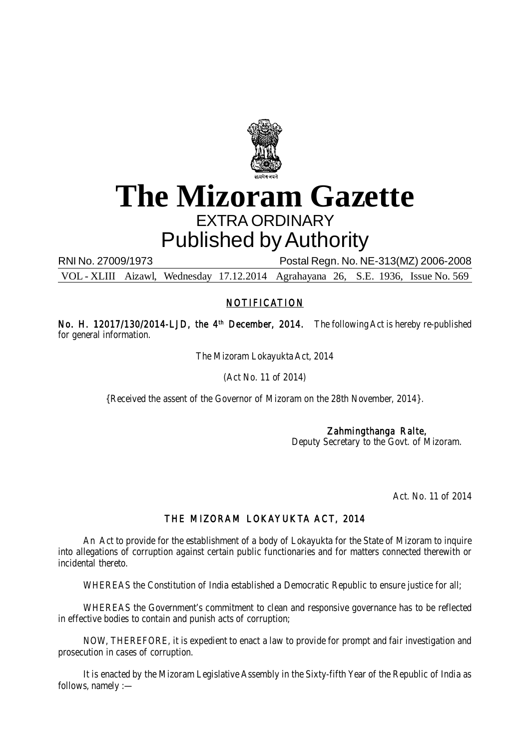# The Mizoram Gazette

## EXTRA ORDINARY

## Published by Authority

RNI No. 27009/1973 Postal Regn. No. NE-313(MZ) 2006-2008

VOL - XLIII Aizawl, Wednesday 17.12.2014 Agrahayana 26, S.E. 1936, Issue No. 569

### NOTIFICATION

**No. H. 12017/130/2014-LJD, the 4th December, 2014.** The following Act is hereby re-published for general information.

The Mizoram Lokayukta Act, 2014

(Act No. 11 of 2014)

{Received the assent of the Governor of Mizoram on the 28th November, 2014}.

**Zahmingthanga Ralte,**
Deputy Secretary to the Govt. of Mizoram.

Act. No. 11 of 2014

### THE MIZORAM LOKAYUKTA ACT, 2014

An Act to provide for the establishment of a body of Lokayukta for the State of Mizoram to inquire into allegations of corruption against certain public functionaries and for matters connected therewith or incidental thereto.

WHEREAS the Constitution of India established a Democratic Republic to ensure justice for all;

WHEREAS the Government's commitment to clean and responsive governance has to be reflected in effective bodies to contain and punish acts of corruption;

NOW, THEREFORE, it is expedient to enact a law to provide for prompt and fair investigation and prosecution in cases of corruption.

It is enacted by the Mizoram Legislative Assembly in the Sixty-fifth Year of the Republic of India as follows, namely :—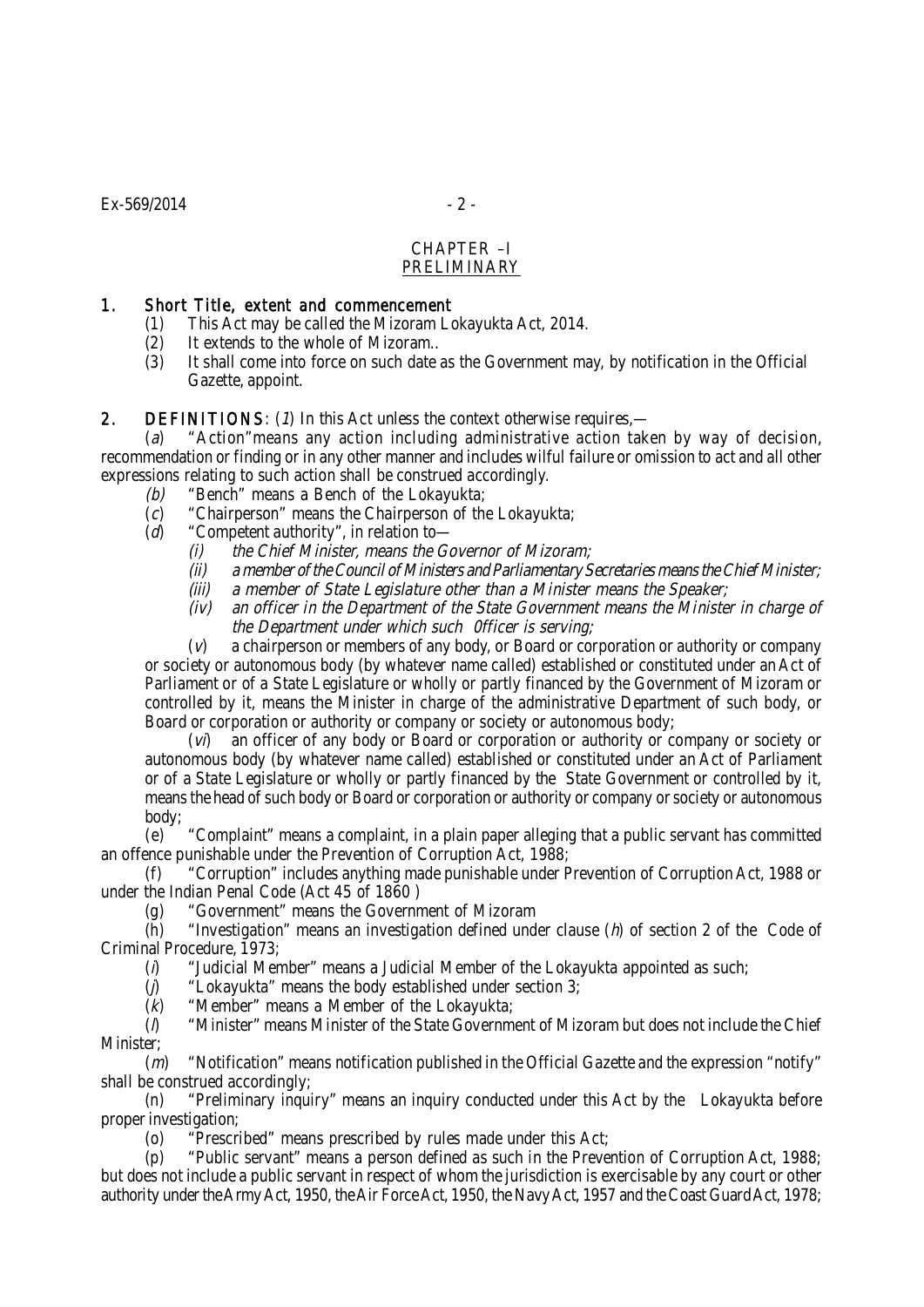## CHAPTER –I
## PRELIMINARY

**1. Short Title, extent and commencement**

(1) This Act may be called the Mizoram Lokayukta Act, 2014.

(2) It extends to the whole of Mizoram..

(3) It shall come into force on such date as the Government may, by notification in the Official Gazette, appoint.

**2. DEFINITIONS**: (*1*) In this Act unless the context otherwise requires,—

(*a*) "Action"means any action including administrative action taken by way of decision, recommendation or finding or in any other manner and includes wilful failure or omission to act and all other expressions relating to such action shall be construed accordingly.

*(b)* "Bench" means a Bench of the Lokayukta;

(*c*) "Chairperson" means the Chairperson of the Lokayukta;

(*d*) "Competent authority", in relation to—

*(i) the Chief Minister, means the Governor of Mizoram;*

*(ii) a member of the Council of Ministers and Parliamentary Secretaries means the Chief Minister;*

*(iii) a member of State Legislature other than a Minister means the Speaker;*

*(iv) an officer in the Department of the State Government means the Minister in charge of the Department under which such 0fficer is serving;*

(*v*) a chairperson or members of any body, or Board or corporation or authority or company or society or autonomous body (by whatever name called) established or constituted under an Act of Parliament or of a State Legislature or wholly or partly financed by the Government of Mizoram or controlled by it, means the Minister in charge of the administrative Department of such body, or Board or corporation or authority or company or society or autonomous body;

(*vi*) an officer of any body or Board or corporation or authority or company or society or autonomous body (by whatever name called) established or constituted under an Act of Parliament or of a State Legislature or wholly or partly financed by the State Government or controlled by it, means the head of such body or Board or corporation or authority or company or society or autonomous body;

(e) "Complaint" means a complaint, in a plain paper alleging that a public servant has committed an offence punishable under the Prevention of Corruption Act, 1988;

(f) "Corruption" includes anything made punishable under Prevention of Corruption Act, 1988 or under the Indian Penal Code (Act 45 of 1860 )

(g) "Government" means the Government of Mizoram

(h) "Investigation" means an investigation defined under clause (*h*) of section 2 of the Code of Criminal Procedure, 1973;

(*i*) "Judicial Member" means a Judicial Member of the Lokayukta appointed as such;

(*j*) "Lokayukta" means the body established under section 3;

(*k*) "Member" means a Member of the Lokayukta;

(*l*) "Minister" means Minister of the State Government of Mizoram but does not include the Chief Minister;

(*m*) "Notification" means notification published in the Official Gazette and the expression "notify" shall be construed accordingly;

(n) "Preliminary inquiry" means an inquiry conducted under this Act by the Lokayukta before proper investigation;

(o) "Prescribed" means prescribed by rules made under this Act;

(p) "Public servant" means a person defined as such in the Prevention of Corruption Act, 1988; but does not include a public servant in respect of whom the jurisdiction is exercisable by any court or other authority under the Army Act, 1950, the Air Force Act, 1950, the Navy Act, 1957 and the Coast Guard Act, 1978;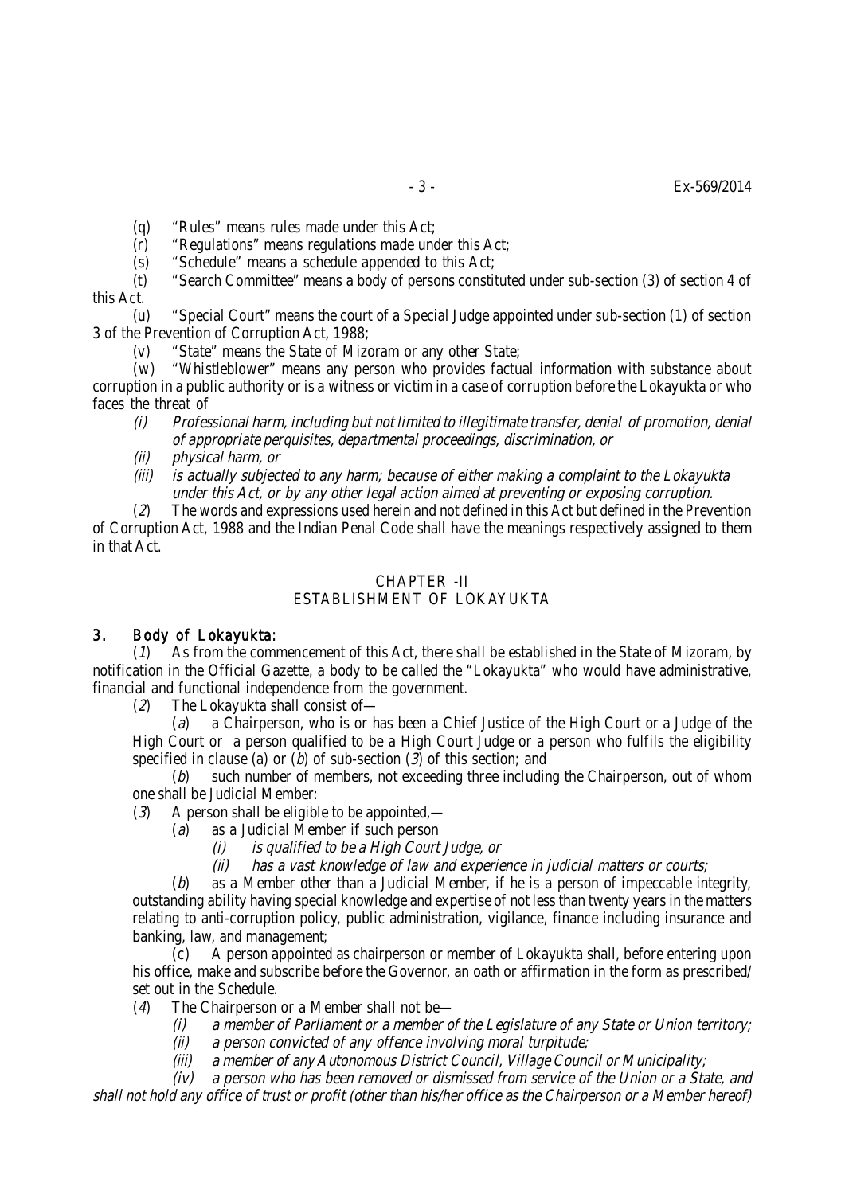(q) "Rules" means rules made under this Act;

(r) "Regulations" means regulations made under this Act;

(s) "Schedule" means a schedule appended to this Act;

(t) "Search Committee" means a body of persons constituted under sub-section (3) of section 4 of this Act.

(u) "Special Court" means the court of a Special Judge appointed under sub-section (1) of section 3 of the Prevention of Corruption Act, 1988;

(v) "State" means the State of Mizoram or any other State;

(w) "Whistleblower" means any person who provides factual information with substance about corruption in a public authority or is a witness or victim in a case of corruption before the Lokayukta or who faces the threat of

*(i) Professional harm, including but not limited to illegitimate transfer, denial of promotion, denial of appropriate perquisites, departmental proceedings, discrimination, or*

*(ii) physical harm, or*

*(iii) is actually subjected to any harm; because of either making a complaint to the Lokayukta under this Act, or by any other legal action aimed at preventing or exposing corruption.*

(*2*) The words and expressions used herein and not defined in this Act but defined in the Prevention of Corruption Act, 1988 and the Indian Penal Code shall have the meanings respectively assigned to them in that Act.

## CHAPTER -II
## ESTABLISHMENT OF LOKAYUKTA

### 3. Body of Lokayukta:

(*1*) As from the commencement of this Act, there shall be established in the State of Mizoram, by notification in the Official Gazette, a body to be called the "Lokayukta" who would have administrative, financial and functional independence from the government.

(*2*) The Lokayukta shall consist of—

(*a*) a Chairperson, who is or has been a Chief Justice of the High Court or a Judge of the High Court or a person qualified to be a High Court Judge or a person who fulfils the eligibility specified in clause (a) or (*b*) of sub-section (*3*) of this section; and

(*b*) such number of members, not exceeding three including the Chairperson, out of whom one shall be Judicial Member:

(*3*) A person shall be eligible to be appointed,—

(*a*) as a Judicial Member if such person

*(i) is qualified to be a High Court Judge, or*

*(ii) has a vast knowledge of law and experience in judicial matters or courts;*

(*b*) as a Member other than a Judicial Member, if he is a person of impeccable integrity, outstanding ability having special knowledge and expertise of not less than twenty years in the matters relating to anti-corruption policy, public administration, vigilance, finance including insurance and banking, law, and management;

(*c*) A person appointed as chairperson or member of Lokayukta shall, before entering upon his office, make and subscribe before the Governor, an oath or affirmation in the form as prescribed/ set out in the Schedule.

(*4*) The Chairperson or a Member shall not be—

*(i) a member of Parliament or a member of the Legislature of any State or Union territory;*

*(ii) a person convicted of any offence involving moral turpitude;*

*(iii) a member of any Autonomous District Council, Village Council or Municipality;*

*(iv) a person who has been removed or dismissed from service of the Union or a State, and shall not hold any office of trust or profit (other than his/her office as the Chairperson or a Member hereof)*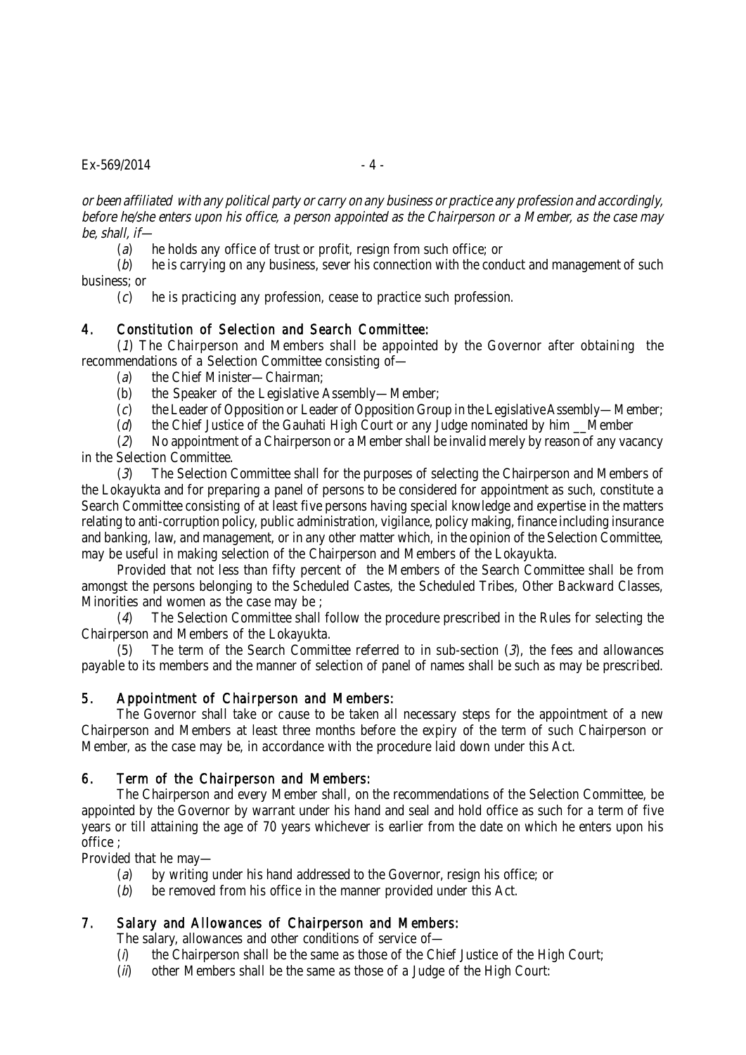*or been affiliated with any political party or carry on any business or practice any profession and accordingly, before he/she enters upon his office, a person appointed as the Chairperson or a Member, as the case may be, shall, if—*

(*a*) he holds any office of trust or profit, resign from such office; or

(*b*) he is carrying on any business, sever his connection with the conduct and management of such business; or

(*c*) he is practicing any profession, cease to practice such profession.

## 4. Constitution of Selection and Search Committee:

(*1*) The Chairperson and Members shall be appointed by the Governor after obtaining the recommendations of a Selection Committee consisting of—

(*a*) the Chief Minister—Chairman;

(b) the Speaker of the Legislative Assembly—Member;

(*c*) the Leader of Opposition or Leader of Opposition Group in the Legislative Assembly—Member;

(*d*) the Chief Justice of the Gauhati High Court or any Judge nominated by him __Member

(*2*) No appointment of a Chairperson or a Member shall be invalid merely by reason of any vacancy in the Selection Committee.

(*3*) The Selection Committee shall for the purposes of selecting the Chairperson and Members of the Lokayukta and for preparing a panel of persons to be considered for appointment as such, constitute a Search Committee consisting of at least five persons having special knowledge and expertise in the matters relating to anti-corruption policy, public administration, vigilance, policy making, finance including insurance and banking, law, and management, or in any other matter which, in the opinion of the Selection Committee, may be useful in making selection of the Chairperson and Members of the Lokayukta.

Provided that not less than fifty percent of the Members of the Search Committee shall be from amongst the persons belonging to the Scheduled Castes, the Scheduled Tribes, Other Backward Classes, Minorities and women as the case may be ;

(*4*) The Selection Committee shall follow the procedure prescribed in the Rules for selecting the Chairperson and Members of the Lokayukta.

(5) The term of the Search Committee referred to in sub-section (*3*), the fees and allowances payable to its members and the manner of selection of panel of names shall be such as may be prescribed.

## 5. Appointment of Chairperson and Members:

The Governor shall take or cause to be taken all necessary steps for the appointment of a new Chairperson and Members at least three months before the expiry of the term of such Chairperson or Member, as the case may be, in accordance with the procedure laid down under this Act.

## 6. Term of the Chairperson and Members:

The Chairperson and every Member shall, on the recommendations of the Selection Committee, be appointed by the Governor by warrant under his hand and seal and hold office as such for a term of five years or till attaining the age of 70 years whichever is earlier from the date on which he enters upon his office ;

Provided that he may—

(*a*) by writing under his hand addressed to the Governor, resign his office; or

(*b*) be removed from his office in the manner provided under this Act.

## 7. Salary and Allowances of Chairperson and Members:

The salary, allowances and other conditions of service of—

(*i*) the Chairperson shall be the same as those of the Chief Justice of the High Court;

(*ii*) other Members shall be the same as those of a Judge of the High Court: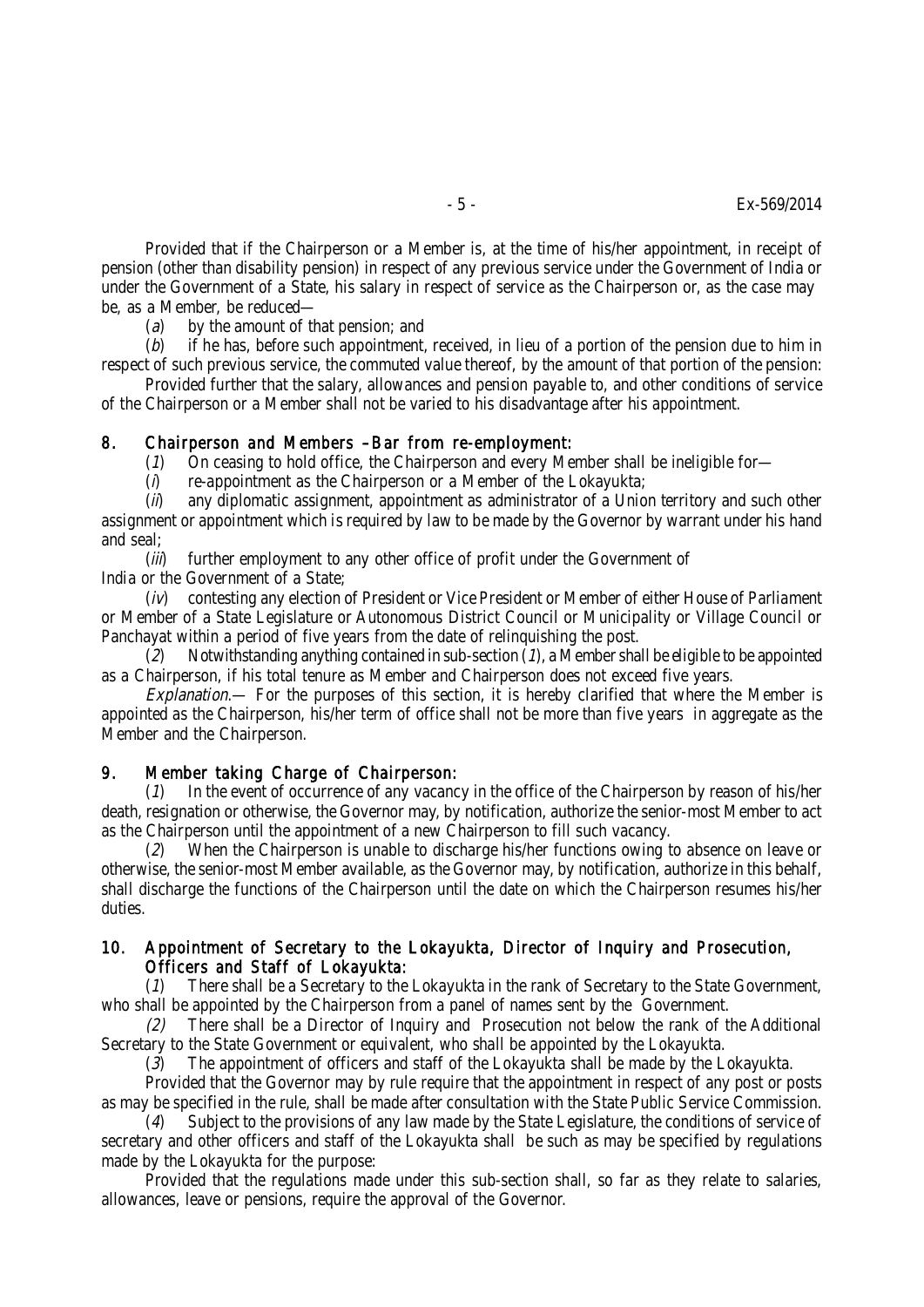Provided that if the Chairperson or a Member is, at the time of his/her appointment, in receipt of pension (other than disability pension) in respect of any previous service under the Government of India or under the Government of a State, his salary in respect of service as the Chairperson or, as the case may be, as a Member, be reduced—

(*a*) by the amount of that pension; and

(*b*) if he has, before such appointment, received, in lieu of a portion of the pension due to him in respect of such previous service, the commuted value thereof, by the amount of that portion of the pension:

Provided further that the salary, allowances and pension payable to, and other conditions of service of the Chairperson or a Member shall not be varied to his disadvantage after his appointment.

## 8. Chairperson and Members –Bar from re-employment:

(*1*) On ceasing to hold office, the Chairperson and every Member shall be ineligible for—

(*i*) re-appointment as the Chairperson or a Member of the Lokayukta;

(*ii*) any diplomatic assignment, appointment as administrator of a Union territory and such other assignment or appointment which is required by law to be made by the Governor by warrant under his hand and seal;

(*iii*) further employment to any other office of profit under the Government of India or the Government of a State;

(*iv*) contesting any election of President or Vice President or Member of either House of Parliament or Member of a State Legislature or Autonomous District Council or Municipality or Village Council or Panchayat within a period of five years from the date of relinquishing the post.

(*2*) Notwithstanding anything contained in sub-section (*1*), a Member shall be eligible to be appointed as a Chairperson, if his total tenure as Member and Chairperson does not exceed five years.

*Explanation*.— For the purposes of this section, it is hereby clarified that where the Member is appointed as the Chairperson, his/her term of office shall not be more than five years in aggregate as the Member and the Chairperson.

## 9. Member taking Charge of Chairperson:

(*1*) In the event of occurrence of any vacancy in the office of the Chairperson by reason of his/her death, resignation or otherwise, the Governor may, by notification, authorize the senior-most Member to act as the Chairperson until the appointment of a new Chairperson to fill such vacancy.

(*2*) When the Chairperson is unable to discharge his/her functions owing to absence on leave or otherwise, the senior-most Member available, as the Governor may, by notification, authorize in this behalf, shall discharge the functions of the Chairperson until the date on which the Chairperson resumes his/her duties.

## 10. Appointment of Secretary to the Lokayukta, Director of Inquiry and Prosecution, Officers and Staff of Lokayukta:

(*1*) There shall be a Secretary to the Lokayukta in the rank of Secretary to the State Government, who shall be appointed by the Chairperson from a panel of names sent by the Government.

*(2)* There shall be a Director of Inquiry and Prosecution not below the rank of the Additional Secretary to the State Government or equivalent, who shall be appointed by the Lokayukta.

(*3*) The appointment of officers and staff of the Lokayukta shall be made by the Lokayukta.

Provided that the Governor may by rule require that the appointment in respect of any post or posts as may be specified in the rule, shall be made after consultation with the State Public Service Commission.

(*4*) Subject to the provisions of any law made by the State Legislature, the conditions of service of secretary and other officers and staff of the Lokayukta shall be such as may be specified by regulations made by the Lokayukta for the purpose:

Provided that the regulations made under this sub-section shall, so far as they relate to salaries, allowances, leave or pensions, require the approval of the Governor.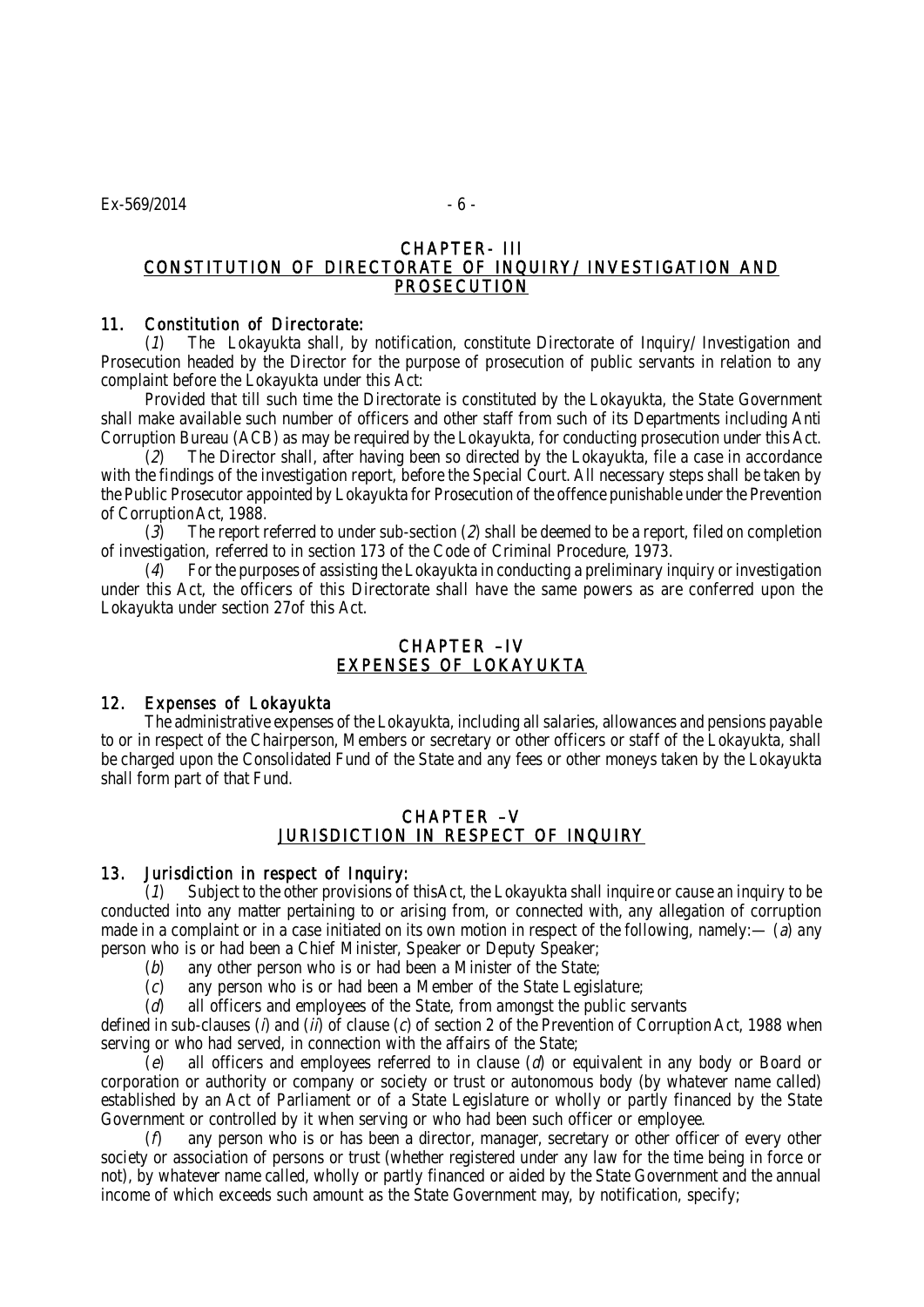## CHAPTER- III
## CONSTITUTION OF DIRECTORATE OF INQUIRY/ INVESTIGATION AND PROSECUTION

### 11. Constitution of Directorate:

(*1*) The Lokayukta shall, by notification, constitute Directorate of Inquiry/ Investigation and Prosecution headed by the Director for the purpose of prosecution of public servants in relation to any complaint before the Lokayukta under this Act:

Provided that till such time the Directorate is constituted by the Lokayukta, the State Government shall make available such number of officers and other staff from such of its Departments including Anti Corruption Bureau (ACB) as may be required by the Lokayukta, for conducting prosecution under this Act.

(*2*) The Director shall, after having been so directed by the Lokayukta, file a case in accordance with the findings of the investigation report, before the Special Court. All necessary steps shall be taken by the Public Prosecutor appointed by Lokayukta for Prosecution of the offence punishable under the Prevention of Corruption Act, 1988.

(*3*) The report referred to under sub-section (*2*) shall be deemed to be a report, filed on completion of investigation, referred to in section 173 of the Code of Criminal Procedure, 1973.

(*4*) For the purposes of assisting the Lokayukta in conducting a preliminary inquiry or investigation under this Act, the officers of this Directorate shall have the same powers as are conferred upon the Lokayukta under section 27of this Act.

## CHAPTER –IV
## EXPENSES OF LOKAYUKTA

### 12. Expenses of Lokayukta

The administrative expenses of the Lokayukta, including all salaries, allowances and pensions payable to or in respect of the Chairperson, Members or secretary or other officers or staff of the Lokayukta, shall be charged upon the Consolidated Fund of the State and any fees or other moneys taken by the Lokayukta shall form part of that Fund.

## CHAPTER –V
## JURISDICTION IN RESPECT OF INQUIRY

### 13. Jurisdiction in respect of Inquiry:

(*1*) Subject to the other provisions of thisAct, the Lokayukta shall inquire or cause an inquiry to be conducted into any matter pertaining to or arising from, or connected with, any allegation of corruption made in a complaint or in a case initiated on its own motion in respect of the following, namely:— (*a*) any person who is or had been a Chief Minister, Speaker or Deputy Speaker;

(*b*) any other person who is or had been a Minister of the State;

(*c*) any person who is or had been a Member of the State Legislature;

(*d*) all officers and employees of the State, from amongst the public servants defined in sub-clauses (*i*) and (*ii*) of clause (*c*) of section 2 of the Prevention of Corruption Act, 1988 when serving or who had served, in connection with the affairs of the State;

(*e*) all officers and employees referred to in clause (*d*) or equivalent in any body or Board or corporation or authority or company or society or trust or autonomous body (by whatever name called) established by an Act of Parliament or of a State Legislature or wholly or partly financed by the State Government or controlled by it when serving or who had been such officer or employee.

(*f*) any person who is or has been a director, manager, secretary or other officer of every other society or association of persons or trust (whether registered under any law for the time being in force or not), by whatever name called, wholly or partly financed or aided by the State Government and the annual income of which exceeds such amount as the State Government may, by notification, specify;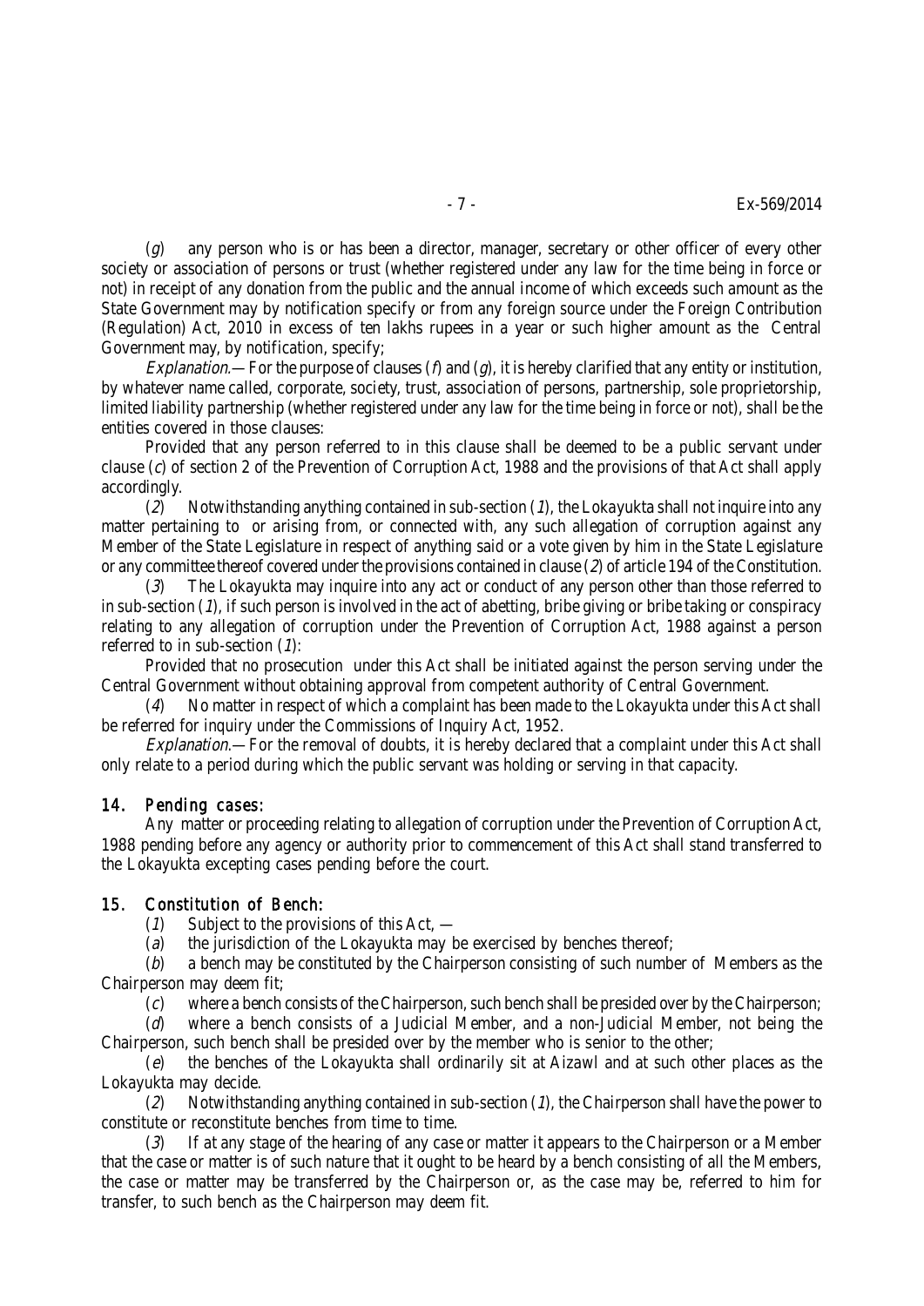(*g*) any person who is or has been a director, manager, secretary or other officer of every other society or association of persons or trust (whether registered under any law for the time being in force or not) in receipt of any donation from the public and the annual income of which exceeds such amount as the State Government may by notification specify or from any foreign source under the Foreign Contribution (Regulation) Act, 2010 in excess of ten lakhs rupees in a year or such higher amount as the Central Government may, by notification, specify;

*Explanation*.— For the purpose of clauses (*f*) and (*g*), it is hereby clarified that any entity or institution, by whatever name called, corporate, society, trust, association of persons, partnership, sole proprietorship, limited liability partnership (whether registered under any law for the time being in force or not), shall be the entities covered in those clauses:

Provided that any person referred to in this clause shall be deemed to be a public servant under clause (*c*) of section 2 of the Prevention of Corruption Act, 1988 and the provisions of that Act shall apply accordingly.

(*2*) Notwithstanding anything contained in sub-section (*1*), the Lokayukta shall not inquire into any matter pertaining to or arising from, or connected with, any such allegation of corruption against any Member of the State Legislature in respect of anything said or a vote given by him in the State Legislature or any committee thereof covered under the provisions contained in clause (*2*) of article 194 of the Constitution.

(*3*) The Lokayukta may inquire into any act or conduct of any person other than those referred to in sub-section (*1*), if such person is involved in the act of abetting, bribe giving or bribe taking or conspiracy relating to any allegation of corruption under the Prevention of Corruption Act, 1988 against a person referred to in sub-section (*1*):

Provided that no prosecution under this Act shall be initiated against the person serving under the Central Government without obtaining approval from competent authority of Central Government.

(*4*) No matter in respect of which a complaint has been made to the Lokayukta under this Act shall be referred for inquiry under the Commissions of Inquiry Act, 1952.

*Explanation*.— For the removal of doubts, it is hereby declared that a complaint under this Act shall only relate to a period during which the public servant was holding or serving in that capacity.

## 14. *Pending cases:*

Any matter or proceeding relating to allegation of corruption under the Prevention of Corruption Act, 1988 pending before any agency or authority prior to commencement of this Act shall stand transferred to the Lokayukta excepting cases pending before the court.

## 15. *Constitution of Bench:*

(*1*) Subject to the provisions of this Act, —

(*a*) the jurisdiction of the Lokayukta may be exercised by benches thereof;

(*b*) a bench may be constituted by the Chairperson consisting of such number of Members as the Chairperson may deem fit;

(*c*) where a bench consists of the Chairperson, such bench shall be presided over by the Chairperson;

(*d*) where a bench consists of a Judicial Member, and a non-Judicial Member, not being the Chairperson, such bench shall be presided over by the member who is senior to the other;

(*e*) the benches of the Lokayukta shall ordinarily sit at Aizawl and at such other places as the Lokayukta may decide.

(*2*) Notwithstanding anything contained in sub-section (*1*), the Chairperson shall have the power to constitute or reconstitute benches from time to time.

(*3*) If at any stage of the hearing of any case or matter it appears to the Chairperson or a Member that the case or matter is of such nature that it ought to be heard by a bench consisting of all the Members, the case or matter may be transferred by the Chairperson or, as the case may be, referred to him for transfer, to such bench as the Chairperson may deem fit.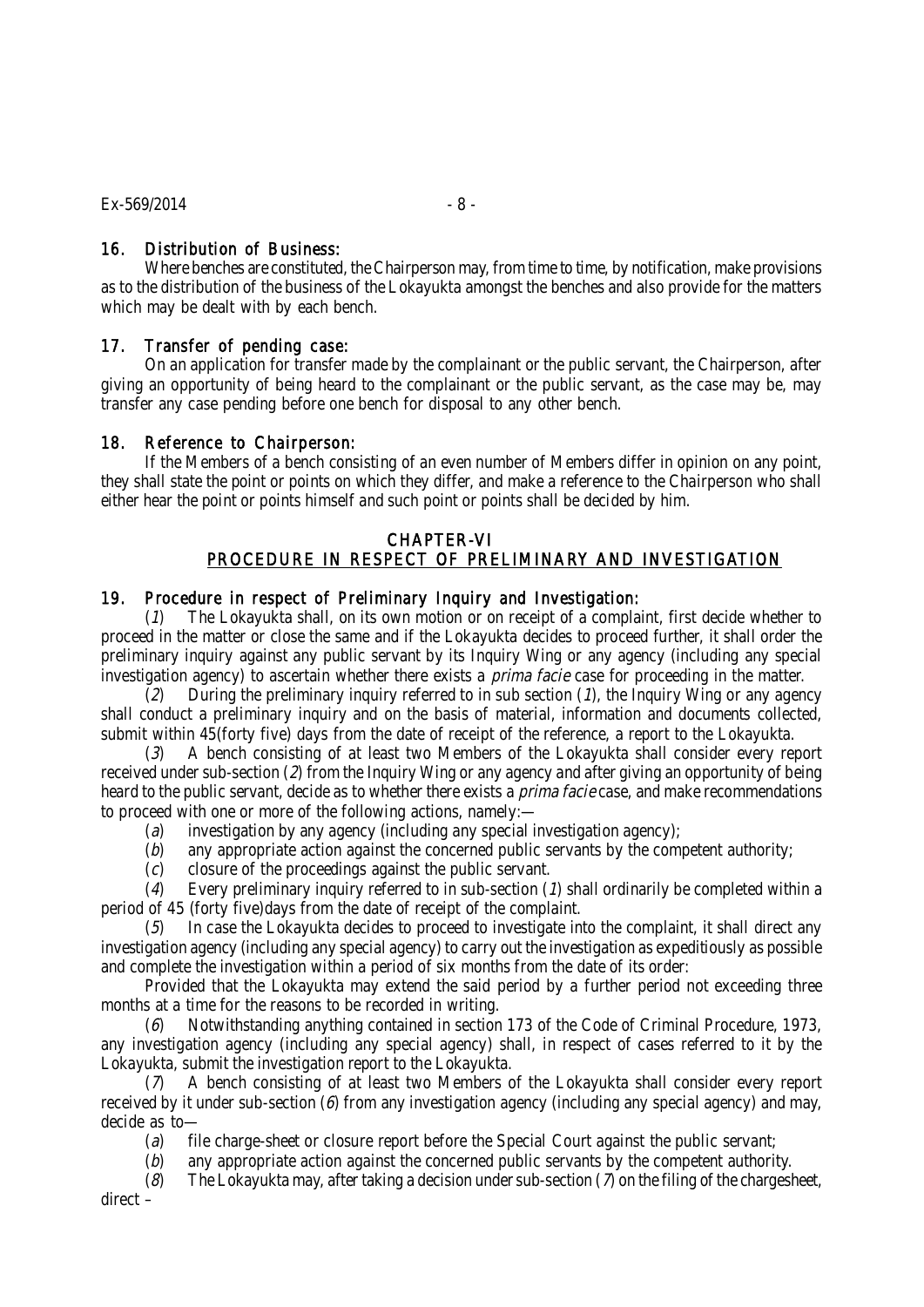### 16. Distribution of Business:

Where benches are constituted, the Chairperson may, from time to time, by notification, make provisions as to the distribution of the business of the Lokayukta amongst the benches and also provide for the matters which may be dealt with by each bench.

### 17. Transfer of pending case:

On an application for transfer made by the complainant or the public servant, the Chairperson, after giving an opportunity of being heard to the complainant or the public servant, as the case may be, may transfer any case pending before one bench for disposal to any other bench.

### 18. Reference to Chairperson:

If the Members of a bench consisting of an even number of Members differ in opinion on any point, they shall state the point or points on which they differ, and make a reference to the Chairperson who shall either hear the point or points himself and such point or points shall be decided by him.

## CHAPTER-VI
## PROCEDURE IN RESPECT OF PRELIMINARY AND INVESTIGATION

### 19. Procedure in respect of Preliminary Inquiry and Investigation:

(*1*) The Lokayukta shall, on its own motion or on receipt of a complaint, first decide whether to proceed in the matter or close the same and if the Lokayukta decides to proceed further, it shall order the preliminary inquiry against any public servant by its Inquiry Wing or any agency (including any special investigation agency) to ascertain whether there exists a *prima facie* case for proceeding in the matter.

(*2*) During the preliminary inquiry referred to in sub section (*1*), the Inquiry Wing or any agency shall conduct a preliminary inquiry and on the basis of material, information and documents collected, submit within 45(forty five) days from the date of receipt of the reference, a report to the Lokayukta.

(*3*) A bench consisting of at least two Members of the Lokayukta shall consider every report received under sub-section (*2*) from the Inquiry Wing or any agency and after giving an opportunity of being heard to the public servant, decide as to whether there exists a *prima facie* case, and make recommendations to proceed with one or more of the following actions, namely:—

(*a*) investigation by any agency (including any special investigation agency);

(*b*) any appropriate action against the concerned public servants by the competent authority;

(*c*) closure of the proceedings against the public servant.

(*4*) Every preliminary inquiry referred to in sub-section (*1*) shall ordinarily be completed within a period of 45 (forty five)days from the date of receipt of the complaint.

(*5*) In case the Lokayukta decides to proceed to investigate into the complaint, it shall direct any investigation agency (including any special agency) to carry out the investigation as expeditiously as possible and complete the investigation within a period of six months from the date of its order:

Provided that the Lokayukta may extend the said period by a further period not exceeding three months at a time for the reasons to be recorded in writing.

(*6*) Notwithstanding anything contained in section 173 of the Code of Criminal Procedure, 1973, any investigation agency (including any special agency) shall, in respect of cases referred to it by the Lokayukta, submit the investigation report to the Lokayukta.

(*7*) A bench consisting of at least two Members of the Lokayukta shall consider every report received by it under sub-section (*6*) from any investigation agency (including any special agency) and may, decide as to—

(*a*) file charge-sheet or closure report before the Special Court against the public servant;

(*b*) any appropriate action against the concerned public servants by the competent authority.

(*8*) The Lokayukta may, after taking a decision under sub-section (*7*) on the filing of the chargesheet, direct –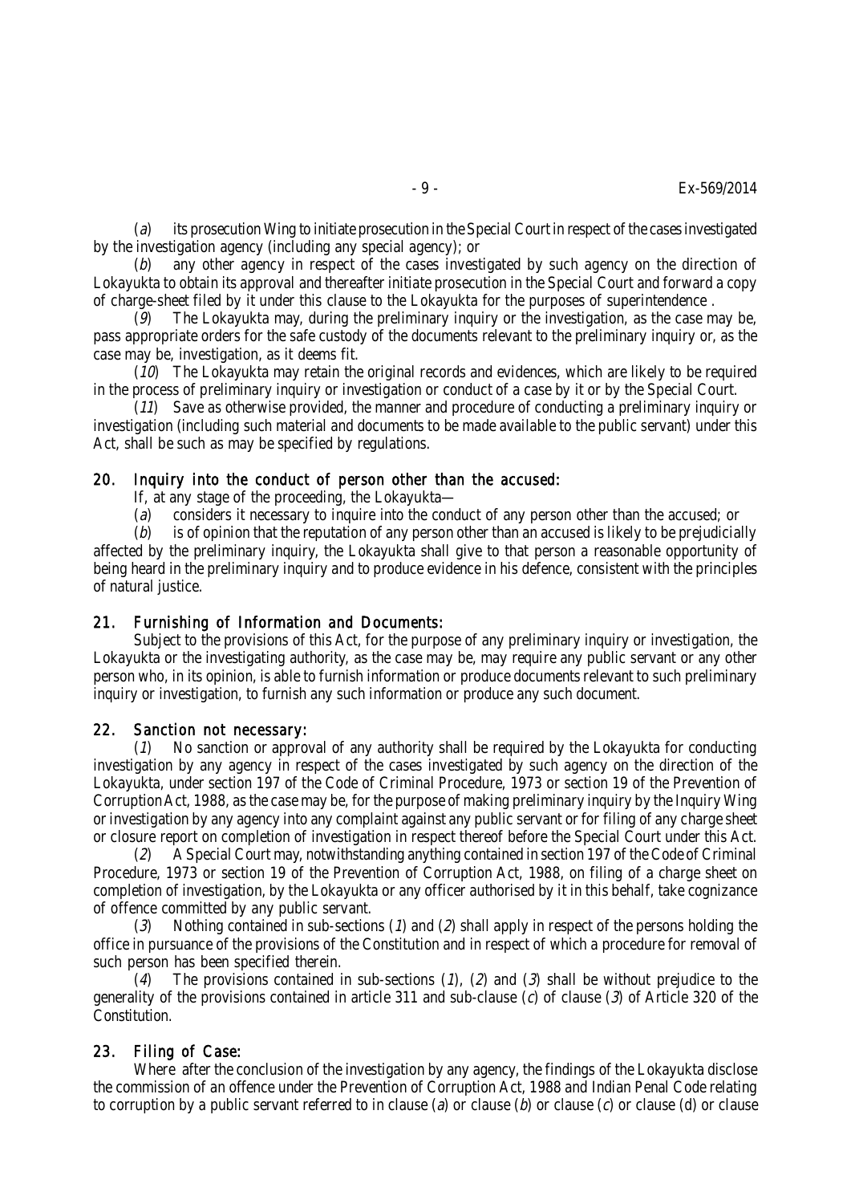(*a*) its prosecution Wing to initiate prosecution in the Special Court in respect of the cases investigated by the investigation agency (including any special agency); or

(*b*) any other agency in respect of the cases investigated by such agency on the direction of Lokayukta to obtain its approval and thereafter initiate prosecution in the Special Court and forward a copy of charge-sheet filed by it under this clause to the Lokayukta for the purposes of superintendence .

(*9*) The Lokayukta may, during the preliminary inquiry or the investigation, as the case may be, pass appropriate orders for the safe custody of the documents relevant to the preliminary inquiry or, as the case may be, investigation, as it deems fit.

(*10*) The Lokayukta may retain the original records and evidences, which are likely to be required in the process of preliminary inquiry or investigation or conduct of a case by it or by the Special Court.

(*11*) Save as otherwise provided, the manner and procedure of conducting a preliminary inquiry or investigation (including such material and documents to be made available to the public servant) under this Act, shall be such as may be specified by regulations.

### 20. Inquiry into the conduct of person other than the accused:

If, at any stage of the proceeding, the Lokayukta—

(*a*) considers it necessary to inquire into the conduct of any person other than the accused; or

(*b*) is of opinion that the reputation of any person other than an accused is likely to be prejudicially affected by the preliminary inquiry, the Lokayukta shall give to that person a reasonable opportunity of being heard in the preliminary inquiry and to produce evidence in his defence, consistent with the principles of natural justice.

### 21. Furnishing of Information and Documents:

Subject to the provisions of this Act, for the purpose of any preliminary inquiry or investigation, the Lokayukta or the investigating authority, as the case may be, may require any public servant or any other person who, in its opinion, is able to furnish information or produce documents relevant to such preliminary inquiry or investigation, to furnish any such information or produce any such document.

### 22. Sanction not necessary:

(*1*) No sanction or approval of any authority shall be required by the Lokayukta for conducting investigation by any agency in respect of the cases investigated by such agency on the direction of the Lokayukta, under section 197 of the Code of Criminal Procedure, 1973 or section 19 of the Prevention of Corruption Act, 1988, as the case may be, for the purpose of making preliminary inquiry by the Inquiry Wing or investigation by any agency into any complaint against any public servant or for filing of any charge sheet or closure report on completion of investigation in respect thereof before the Special Court under this Act.

(*2*) A Special Court may, notwithstanding anything contained in section 197 of the Code of Criminal Procedure, 1973 or section 19 of the Prevention of Corruption Act, 1988, on filing of a charge sheet on completion of investigation, by the Lokayukta or any officer authorised by it in this behalf, take cognizance of offence committed by any public servant.

(*3*) Nothing contained in sub-sections (*1*) and (*2*) shall apply in respect of the persons holding the office in pursuance of the provisions of the Constitution and in respect of which a procedure for removal of such person has been specified therein.

(*4*) The provisions contained in sub-sections (*1*), (*2*) and (*3*) shall be without prejudice to the generality of the provisions contained in article 311 and sub-clause (*c*) of clause (*3*) of Article 320 of the Constitution.

### 23. Filing of Case:

Where after the conclusion of the investigation by any agency, the findings of the Lokayukta disclose the commission of an offence under the Prevention of Corruption Act, 1988 and Indian Penal Code relating to corruption by a public servant referred to in clause (*a*) or clause (*b*) or clause (*c*) or clause (d) or clause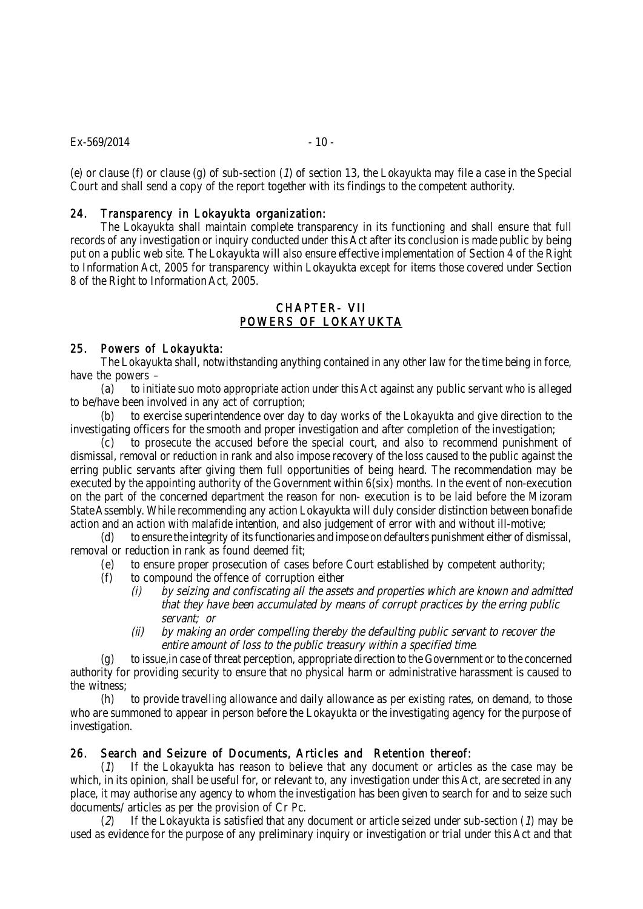(e) or clause (f) or clause (g) of sub-section (*1*) of section 13, the Lokayukta may file a case in the Special Court and shall send a copy of the report together with its findings to the competent authority.

### 24. Transparency in Lokayukta organization:

The Lokayukta shall maintain complete transparency in its functioning and shall ensure that full records of any investigation or inquiry conducted under this Act after its conclusion is made public by being put on a public web site. The Lokayukta will also ensure effective implementation of Section 4 of the Right to Information Act, 2005 for transparency within Lokayukta except for items those covered under Section 8 of the Right to Information Act, 2005.

## CHAPTER- VII
## POWERS OF LOKAYUKTA

### 25. Powers of Lokayukta:

The Lokayukta shall, notwithstanding anything contained in any other law for the time being in force, have the powers –

(a) to initiate suo moto appropriate action under this Act against any public servant who is alleged to be/have been involved in any act of corruption;

(b) to exercise superintendence over day to day works of the Lokayukta and give direction to the investigating officers for the smooth and proper investigation and after completion of the investigation;

(c) to prosecute the accused before the special court, and also to recommend punishment of dismissal, removal or reduction in rank and also impose recovery of the loss caused to the public against the erring public servants after giving them full opportunities of being heard. The recommendation may be executed by the appointing authority of the Government within 6(six) months. In the event of non-execution on the part of the concerned department the reason for non- execution is to be laid before the Mizoram State Assembly. While recommending any action Lokayukta will duly consider distinction between bonafide action and an action with malafide intention, and also judgement of error with and without ill-motive;

(d) to ensure the integrity of its functionaries and impose on defaulters punishment either of dismissal, removal or reduction in rank as found deemed fit;

(e) to ensure proper prosecution of cases before Court established by competent authority;

(f) to compound the offence of corruption either

*(i) by seizing and confiscating all the assets and properties which are known and admitted that they have been accumulated by means of corrupt practices by the erring public servant; or*

*(ii) by making an order compelling thereby the defaulting public servant to recover the entire amount of loss to the public treasury within a specified time.*

(g) to issue,in case of threat perception, appropriate direction to the Government or to the concerned authority for providing security to ensure that no physical harm or administrative harassment is caused to the witness;

(h) to provide travelling allowance and daily allowance as per existing rates, on demand, to those who are summoned to appear in person before the Lokayukta or the investigating agency for the purpose of investigation.

### 26. Search and Seizure of Documents, Articles and Retention thereof:

(*1*) If the Lokayukta has reason to believe that any document or articles as the case may be which, in its opinion, shall be useful for, or relevant to, any investigation under this Act, are secreted in any place, it may authorise any agency to whom the investigation has been given to search for and to seize such documents/ articles as per the provision of Cr Pc.

(*2*) If the Lokayukta is satisfied that any document or article seized under sub-section (*1*) may be used as evidence for the purpose of any preliminary inquiry or investigation or trial under this Act and that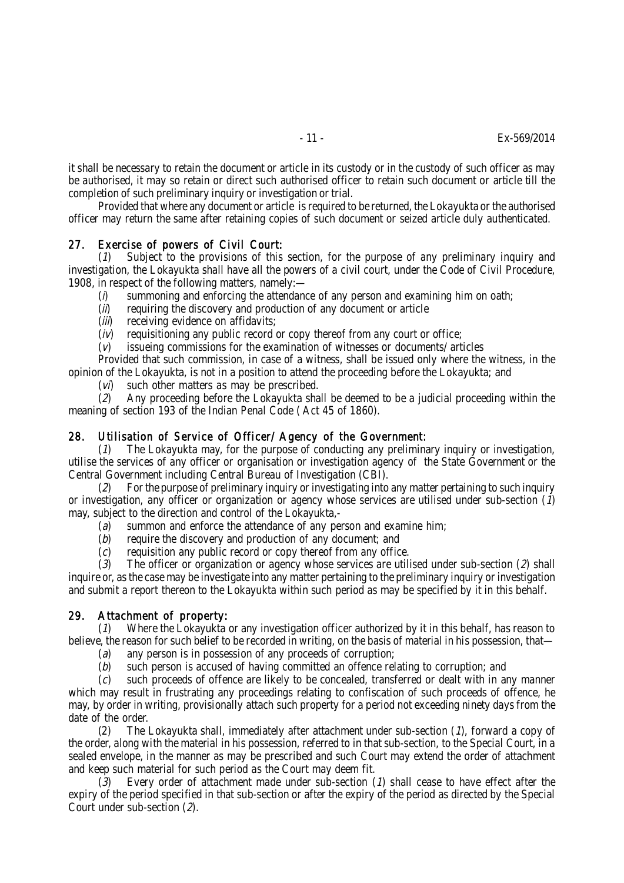it shall be necessary to retain the document or article in its custody or in the custody of such officer as may be authorised, it may so retain or direct such authorised officer to retain such document or article till the completion of such preliminary inquiry or investigation or trial.

Provided that where any document or article is required to be returned, the Lokayukta or the authorised officer may return the same after retaining copies of such document or seized article duly authenticated.

### 27. Exercise of powers of Civil Court:

(*1*) Subject to the provisions of this section, for the purpose of any preliminary inquiry and investigation, the Lokayukta shall have all the powers of a civil court, under the Code of Civil Procedure, 1908, in respect of the following matters, namely:—

(*i*) summoning and enforcing the attendance of any person and examining him on oath;

(*ii*) requiring the discovery and production of any document or article

(*iii*) receiving evidence on affidavits;

(*iv*) requisitioning any public record or copy thereof from any court or office;

(*v*) issueing commissions for the examination of witnesses or documents/ articles

Provided that such commission, in case of a witness, shall be issued only where the witness, in the opinion of the Lokayukta, is not in a position to attend the proceeding before the Lokayukta; and

(*vi*) such other matters as may be prescribed.

(*2*) Any proceeding before the Lokayukta shall be deemed to be a judicial proceeding within the meaning of section 193 of the Indian Penal Code ( Act 45 of 1860).

### 28. Utilisation of Service of Officer/ Agency of the Government:

(*1*) The Lokayukta may, for the purpose of conducting any preliminary inquiry or investigation, utilise the services of any officer or organisation or investigation agency of the State Government or the Central Government including Central Bureau of Investigation (CBI).

(*2*) For the purpose of preliminary inquiry or investigating into any matter pertaining to such inquiry or investigation, any officer or organization or agency whose services are utilised under sub-section (*1*) may, subject to the direction and control of the Lokayukta,-

(*a*) summon and enforce the attendance of any person and examine him;

(*b*) require the discovery and production of any document; and

(*c*) requisition any public record or copy thereof from any office.

(*3*) The officer or organization or agency whose services are utilised under sub-section (*2*) shall inquire or, as the case may be investigate into any matter pertaining to the preliminary inquiry or investigation and submit a report thereon to the Lokayukta within such period as may be specified by it in this behalf.

### 29. Attachment of property:

(*1*) Where the Lokayukta or any investigation officer authorized by it in this behalf, has reason to believe, the reason for such belief to be recorded in writing, on the basis of material in his possession, that—

(*a*) any person is in possession of any proceeds of corruption;

(*b*) such person is accused of having committed an offence relating to corruption; and

(*c*) such proceeds of offence are likely to be concealed, transferred or dealt with in any manner which may result in frustrating any proceedings relating to confiscation of such proceeds of offence, he may, by order in writing, provisionally attach such property for a period not exceeding ninety days from the date of the order.

(2) The Lokayukta shall, immediately after attachment under sub-section (*1*), forward a copy of the order, along with the material in his possession, referred to in that sub-section, to the Special Court, in a sealed envelope, in the manner as may be prescribed and such Court may extend the order of attachment and keep such material for such period as the Court may deem fit.

(*3*) Every order of attachment made under sub-section (*1*) shall cease to have effect after the expiry of the period specified in that sub-section or after the expiry of the period as directed by the Special Court under sub-section (*2*).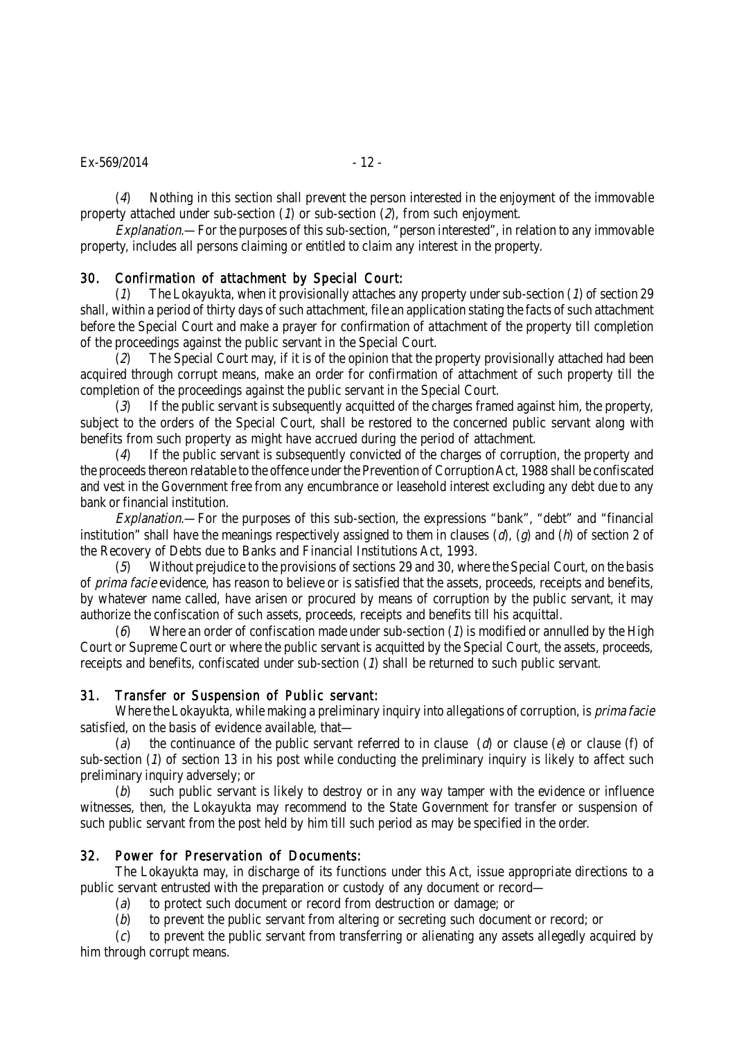(*4*) Nothing in this section shall prevent the person interested in the enjoyment of the immovable property attached under sub-section (*1*) or sub-section (*2*), from such enjoyment.

*Explanation.*—For the purposes of this sub-section, "person interested", in relation to any immovable property, includes all persons claiming or entitled to claim any interest in the property.

## 30. Confirmation of attachment by Special Court:

(*1*) The Lokayukta, when it provisionally attaches any property under sub-section (*1*) of section 29 shall, within a period of thirty days of such attachment, file an application stating the facts of such attachment before the Special Court and make a prayer for confirmation of attachment of the property till completion of the proceedings against the public servant in the Special Court.

(*2*) The Special Court may, if it is of the opinion that the property provisionally attached had been acquired through corrupt means, make an order for confirmation of attachment of such property till the completion of the proceedings against the public servant in the Special Court.

(*3*) If the public servant is subsequently acquitted of the charges framed against him, the property, subject to the orders of the Special Court, shall be restored to the concerned public servant along with benefits from such property as might have accrued during the period of attachment.

(*4*) If the public servant is subsequently convicted of the charges of corruption, the property and the proceeds thereon relatable to the offence under the Prevention of Corruption Act, 1988 shall be confiscated and vest in the Government free from any encumbrance or leasehold interest excluding any debt due to any bank or financial institution.

*Explanation.*—For the purposes of this sub-section, the expressions "bank", "debt" and "financial institution" shall have the meanings respectively assigned to them in clauses (*d*), (*g*) and (*h*) of section 2 of the Recovery of Debts due to Banks and Financial Institutions Act, 1993.

(*5*) Without prejudice to the provisions of sections 29 and 30, where the Special Court, on the basis of *prima facie* evidence, has reason to believe or is satisfied that the assets, proceeds, receipts and benefits, by whatever name called, have arisen or procured by means of corruption by the public servant, it may authorize the confiscation of such assets, proceeds, receipts and benefits till his acquittal.

(*6*) Where an order of confiscation made under sub-section (*1*) is modified or annulled by the High Court or Supreme Court or where the public servant is acquitted by the Special Court, the assets, proceeds, receipts and benefits, confiscated under sub-section (*1*) shall be returned to such public servant.

## 31. Transfer or Suspension of Public servant:

Where the Lokayukta, while making a preliminary inquiry into allegations of corruption, is *prima facie* satisfied, on the basis of evidence available, that—

(*a*) the continuance of the public servant referred to in clause (*d*) or clause (*e*) or clause (f) of sub-section (*1*) of section 13 in his post while conducting the preliminary inquiry is likely to affect such preliminary inquiry adversely; or

(*b*) such public servant is likely to destroy or in any way tamper with the evidence or influence witnesses, then, the Lokayukta may recommend to the State Government for transfer or suspension of such public servant from the post held by him till such period as may be specified in the order.

## 32. Power for Preservation of Documents:

The Lokayukta may, in discharge of its functions under this Act, issue appropriate directions to a public servant entrusted with the preparation or custody of any document or record—

(*a*) to protect such document or record from destruction or damage; or

(*b*) to prevent the public servant from altering or secreting such document or record; or

(*c*) to prevent the public servant from transferring or alienating any assets allegedly acquired by him through corrupt means.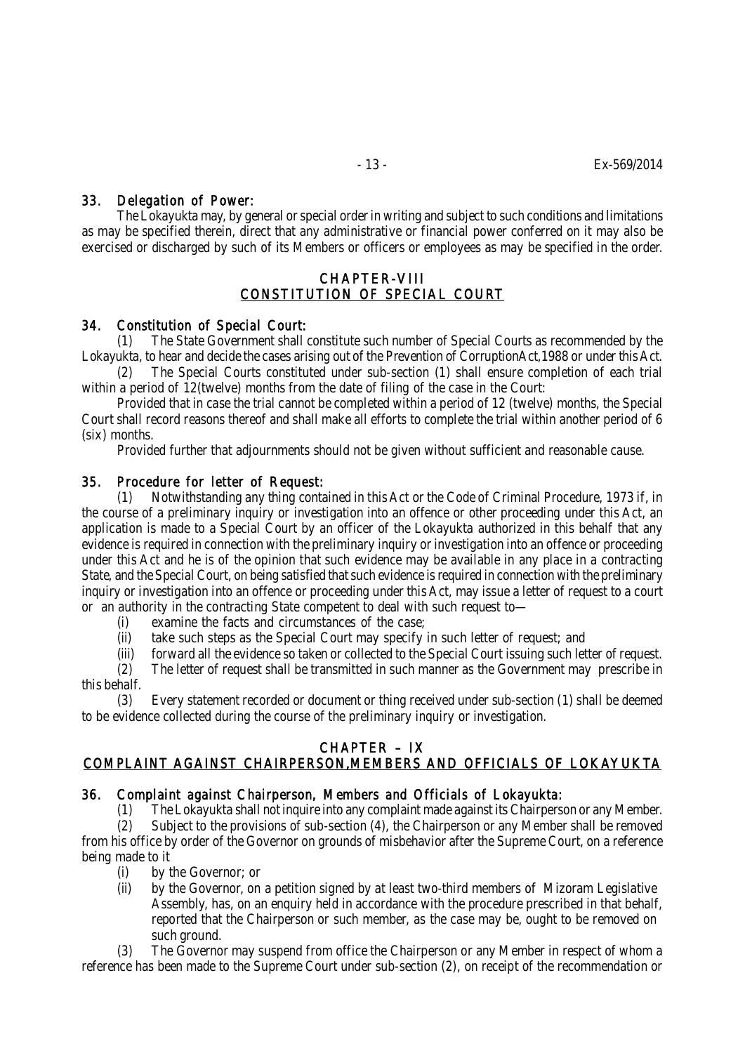### 33. Delegation of Power:

The Lokayukta may, by general or special order in writing and subject to such conditions and limitations as may be specified therein, direct that any administrative or financial power conferred on it may also be exercised or discharged by such of its Members or officers or employees as may be specified in the order.

## CHAPTER-VIII
## CONSTITUTION OF SPECIAL COURT

### 34. Constitution of Special Court:

(1) The State Government shall constitute such number of Special Courts as recommended by the Lokayukta, to hear and decide the cases arising out of the Prevention of CorruptionAct,1988 or under this Act.

(2) The Special Courts constituted under sub-section (1) shall ensure completion of each trial within a period of 12(twelve) months from the date of filing of the case in the Court:

Provided that in case the trial cannot be completed within a period of 12 (twelve) months, the Special Court shall record reasons thereof and shall make all efforts to complete the trial within another period of 6 (six) months.

Provided further that adjournments should not be given without sufficient and reasonable cause.

### 35. Procedure for letter of Request:

(1) Notwithstanding any thing contained in this Act or the Code of Criminal Procedure, 1973 if, in the course of a preliminary inquiry or investigation into an offence or other proceeding under this Act, an application is made to a Special Court by an officer of the Lokayukta authorized in this behalf that any evidence is required in connection with the preliminary inquiry or investigation into an offence or proceeding under this Act and he is of the opinion that such evidence may be available in any place in a contracting State, and the Special Court, on being satisfied that such evidence is required in connection with the preliminary inquiry or investigation into an offence or proceeding under this Act, may issue a letter of request to a court or an authority in the contracting State competent to deal with such request to—

(i) examine the facts and circumstances of the case;

(ii) take such steps as the Special Court may specify in such letter of request; and

(iii) forward all the evidence so taken or collected to the Special Court issuing such letter of request.

(2) The letter of request shall be transmitted in such manner as the Government may prescribe in this behalf.

(3) Every statement recorded or document or thing received under sub-section (1) shall be deemed to be evidence collected during the course of the preliminary inquiry or investigation.

## CHAPTER – IX
## COMPLAINT AGAINST CHAIRPERSON,MEMBERS AND OFFICIALS OF LOKAYUKTA

### 36. Complaint against Chairperson, Members and Officials of Lokayukta:

(1) The Lokayukta shall not inquire into any complaint made against its Chairperson or any Member.

(2) Subject to the provisions of sub-section (4), the Chairperson or any Member shall be removed from his office by order of the Governor on grounds of misbehavior after the Supreme Court, on a reference being made to it

(i) by the Governor; or

(ii) by the Governor, on a petition signed by at least two-third members of Mizoram Legislative Assembly, has, on an enquiry held in accordance with the procedure prescribed in that behalf, reported that the Chairperson or such member, as the case may be, ought to be removed on such ground.

(3) The Governor may suspend from office the Chairperson or any Member in respect of whom a reference has been made to the Supreme Court under sub-section (2), on receipt of the recommendation or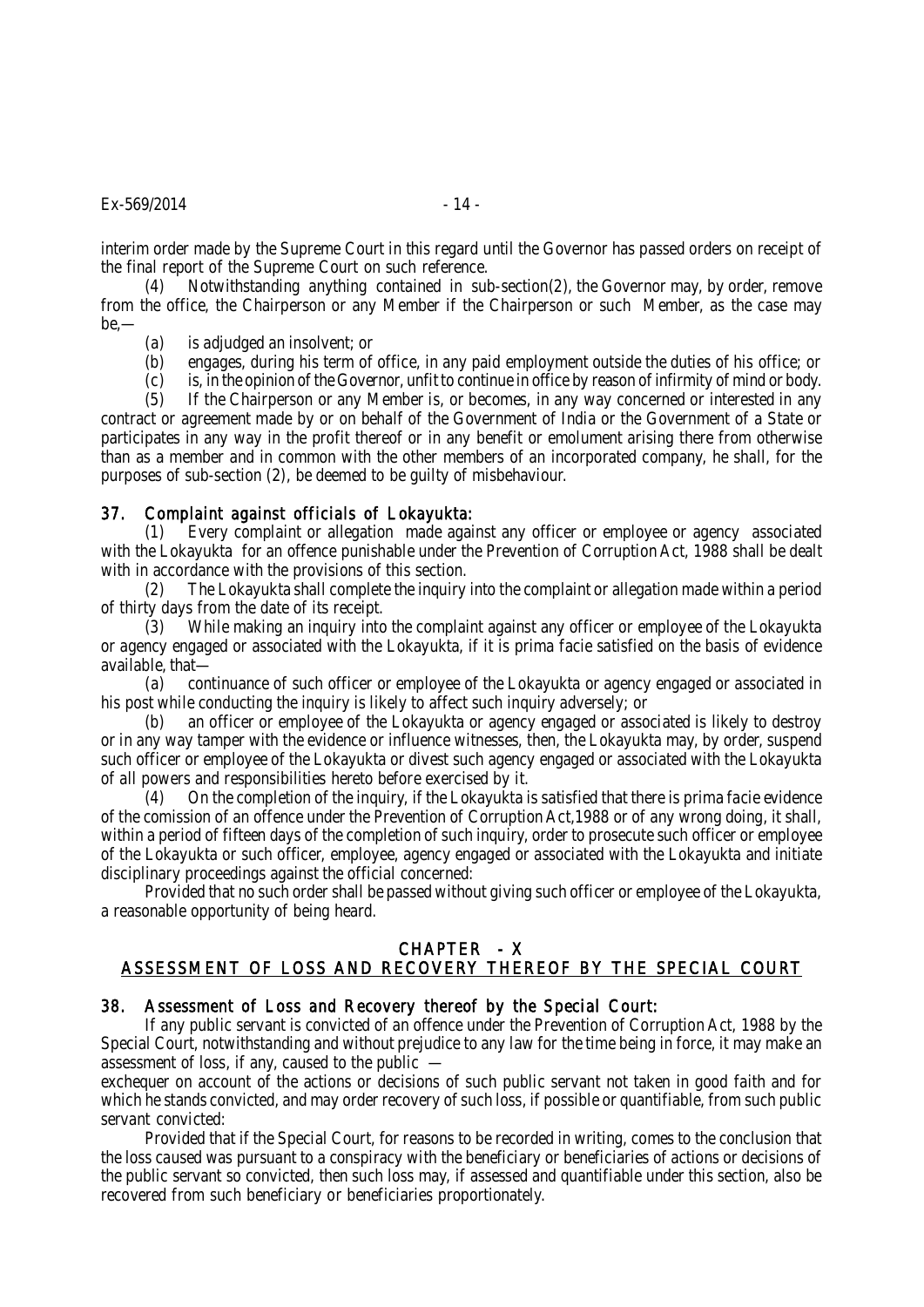interim order made by the Supreme Court in this regard until the Governor has passed orders on receipt of the final report of the Supreme Court on such reference.

(4) Notwithstanding anything contained in sub-section(2), the Governor may, by order, remove from the office, the Chairperson or any Member if the Chairperson or such Member, as the case may be,—

(a) is adjudged an insolvent; or

(b) engages, during his term of office, in any paid employment outside the duties of his office; or

(c) is, in the opinion of the Governor, unfit to continue in office by reason of infirmity of mind or body.

(5) If the Chairperson or any Member is, or becomes, in any way concerned or interested in any contract or agreement made by or on behalf of the Government of India or the Government of a State or participates in any way in the profit thereof or in any benefit or emolument arising there from otherwise than as a member and in common with the other members of an incorporated company, he shall, for the purposes of sub-section (2), be deemed to be guilty of misbehaviour.

### 37. Complaint against officials of Lokayukta:

(1) Every complaint or allegation made against any officer or employee or agency associated with the Lokayukta for an offence punishable under the Prevention of Corruption Act, 1988 shall be dealt with in accordance with the provisions of this section.

(2) The Lokayukta shall complete the inquiry into the complaint or allegation made within a period of thirty days from the date of its receipt.

(3) While making an inquiry into the complaint against any officer or employee of the Lokayukta or agency engaged or associated with the Lokayukta, if it is prima facie satisfied on the basis of evidence available, that—

(a) continuance of such officer or employee of the Lokayukta or agency engaged or associated in his post while conducting the inquiry is likely to affect such inquiry adversely; or

(b) an officer or employee of the Lokayukta or agency engaged or associated is likely to destroy or in any way tamper with the evidence or influence witnesses, then, the Lokayukta may, by order, suspend such officer or employee of the Lokayukta or divest such agency engaged or associated with the Lokayukta of all powers and responsibilities hereto before exercised by it.

(4) On the completion of the inquiry, if the Lokayukta is satisfied that there is prima facie evidence of the comission of an offence under the Prevention of Corruption Act,1988 or of any wrong doing, it shall, within a period of fifteen days of the completion of such inquiry, order to prosecute such officer or employee of the Lokayukta or such officer, employee, agency engaged or associated with the Lokayukta and initiate disciplinary proceedings against the official concerned:

Provided that no such order shall be passed without giving such officer or employee of the Lokayukta, a reasonable opportunity of being heard.

## CHAPTER - X
## ASSESSMENT OF LOSS AND RECOVERY THEREOF BY THE SPECIAL COURT

### 38. Assessment of Loss and Recovery thereof by the Special Court:

If any public servant is convicted of an offence under the Prevention of Corruption Act, 1988 by the Special Court, notwithstanding and without prejudice to any law for the time being in force, it may make an assessment of loss, if any, caused to the public —

exchequer on account of the actions or decisions of such public servant not taken in good faith and for which he stands convicted, and may order recovery of such loss, if possible or quantifiable, from such public servant convicted:

Provided that if the Special Court, for reasons to be recorded in writing, comes to the conclusion that the loss caused was pursuant to a conspiracy with the beneficiary or beneficiaries of actions or decisions of the public servant so convicted, then such loss may, if assessed and quantifiable under this section, also be recovered from such beneficiary or beneficiaries proportionately.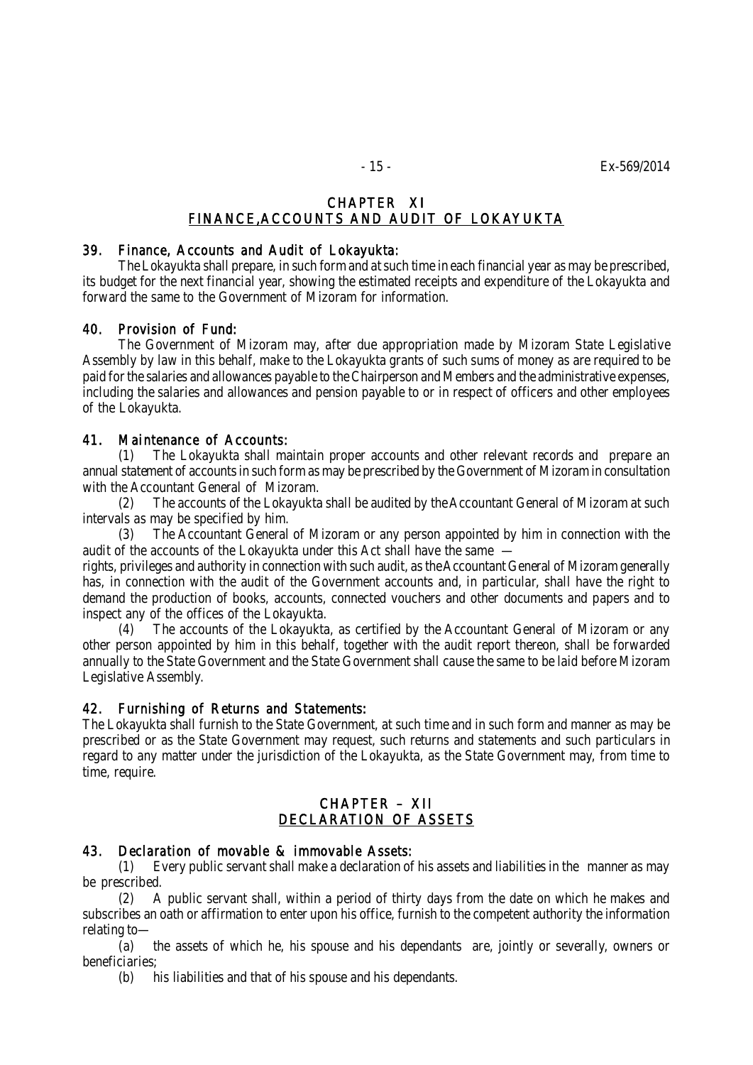## CHAPTER XI
## FINANCE,ACCOUNTS AND AUDIT OF LOKAYUKTA

### 39. Finance, Accounts and Audit of Lokayukta:

The Lokayukta shall prepare, in such form and at such time in each financial year as may be prescribed, its budget for the next financial year, showing the estimated receipts and expenditure of the Lokayukta and forward the same to the Government of Mizoram for information.

### 40. Provision of Fund:

The Government of Mizoram may, after due appropriation made by Mizoram State Legislative Assembly by law in this behalf, make to the Lokayukta grants of such sums of money as are required to be paid for the salaries and allowances payable to the Chairperson and Members and the administrative expenses, including the salaries and allowances and pension payable to or in respect of officers and other employees of the Lokayukta.

### 41. Maintenance of Accounts:

(1) The Lokayukta shall maintain proper accounts and other relevant records and prepare an annual statement of accounts in such form as may be prescribed by the Government of Mizoram in consultation with the Accountant General of Mizoram.

(2) The accounts of the Lokayukta shall be audited by the Accountant General of Mizoram at such intervals as may be specified by him.

(3) The Accountant General of Mizoram or any person appointed by him in connection with the audit of the accounts of the Lokayukta under this Act shall have the same —
rights, privileges and authority in connection with such audit, as the Accountant General of Mizoram generally has, in connection with the audit of the Government accounts and, in particular, shall have the right to demand the production of books, accounts, connected vouchers and other documents and papers and to inspect any of the offices of the Lokayukta.

(4) The accounts of the Lokayukta, as certified by the Accountant General of Mizoram or any other person appointed by him in this behalf, together with the audit report thereon, shall be forwarded annually to the State Government and the State Government shall cause the same to be laid before Mizoram Legislative Assembly.

### 42. Furnishing of Returns and Statements:

The Lokayukta shall furnish to the State Government, at such time and in such form and manner as may be prescribed or as the State Government may request, such returns and statements and such particulars in regard to any matter under the jurisdiction of the Lokayukta, as the State Government may, from time to time, require.

## CHAPTER – XII
## DECLARATION OF ASSETS

### 43. Declaration of movable & immovable Assets:

(1) Every public servant shall make a declaration of his assets and liabilities in the manner as may be prescribed.

(2) A public servant shall, within a period of thirty days from the date on which he makes and subscribes an oath or affirmation to enter upon his office, furnish to the competent authority the information relating to—

(a) the assets of which he, his spouse and his dependants are, jointly or severally, owners or beneficiaries;

(b) his liabilities and that of his spouse and his dependants.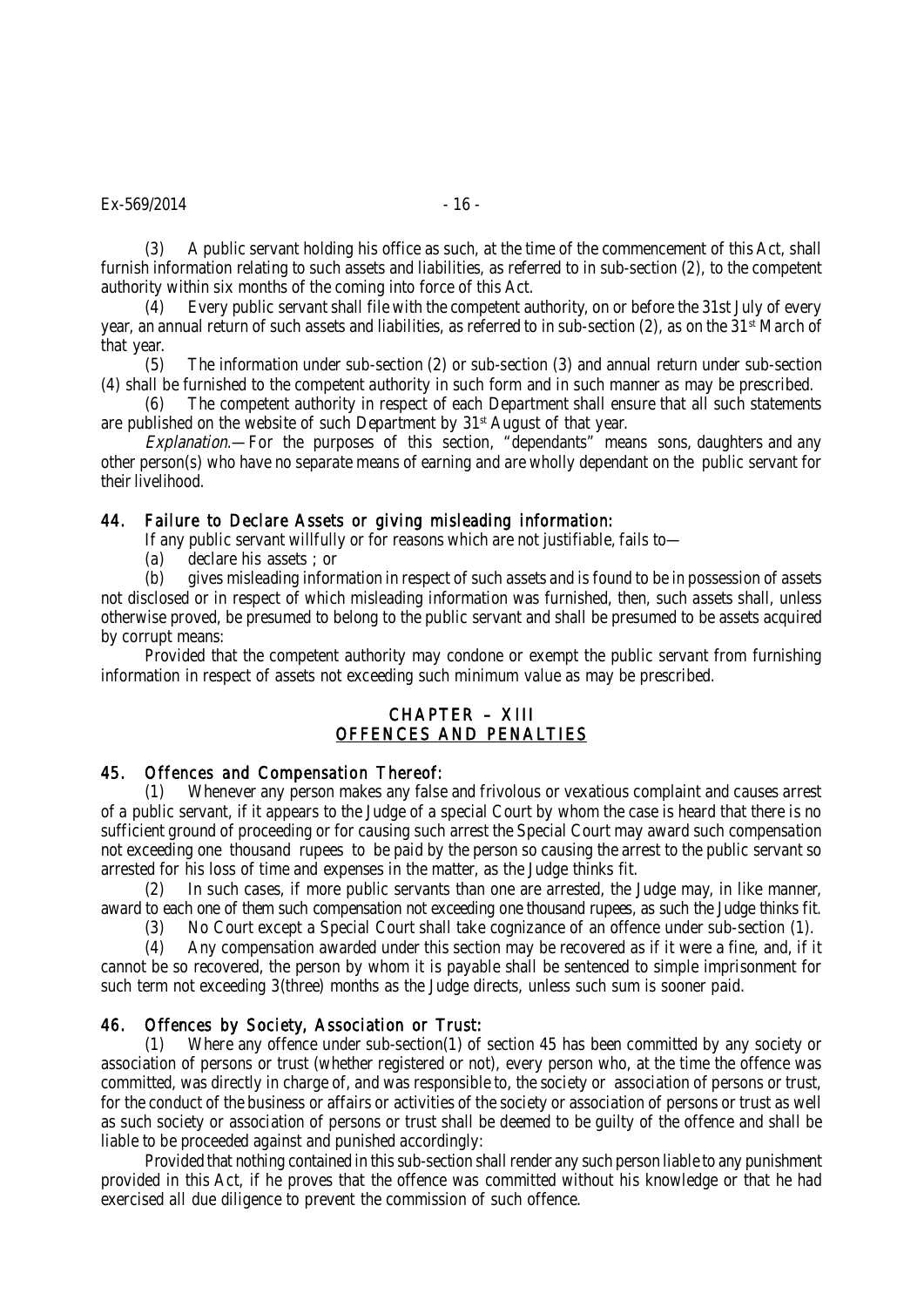(3) A public servant holding his office as such, at the time of the commencement of this Act, shall furnish information relating to such assets and liabilities, as referred to in sub-section (2), to the competent authority within six months of the coming into force of this Act.

(4) Every public servant shall file with the competent authority, on or before the 31st July of every year, an annual return of such assets and liabilities, as referred to in sub-section (2), as on the 31st March of that year.

(5) The information under sub-section (2) or sub-section (3) and annual return under sub-section (4) shall be furnished to the competent authority in such form and in such manner as may be prescribed.

(6) The competent authority in respect of each Department shall ensure that all such statements are published on the website of such Department by 31st August of that year.

*Explanation.*— For the purposes of this section, "dependants" means sons, daughters and any other person(s) who have no separate means of earning and are wholly dependant on the public servant for their livelihood.

### 44. Failure to Declare Assets or giving misleading information:

If any public servant willfully or for reasons which are not justifiable, fails to—

(a) declare his assets ; or

(b) gives misleading information in respect of such assets and is found to be in possession of assets not disclosed or in respect of which misleading information was furnished, then, such assets shall, unless otherwise proved, be presumed to belong to the public servant and shall be presumed to be assets acquired by corrupt means:

Provided that the competent authority may condone or exempt the public servant from furnishing information in respect of assets not exceeding such minimum value as may be prescribed.

## CHAPTER – XIII
## OFFENCES AND PENALTIES

### 45. Offences and Compensation Thereof:

(1) Whenever any person makes any false and frivolous or vexatious complaint and causes arrest of a public servant, if it appears to the Judge of a special Court by whom the case is heard that there is no sufficient ground of proceeding or for causing such arrest the Special Court may award such compensation not exceeding one thousand rupees to be paid by the person so causing the arrest to the public servant so arrested for his loss of time and expenses in the matter, as the Judge thinks fit.

(2) In such cases, if more public servants than one are arrested, the Judge may, in like manner, award to each one of them such compensation not exceeding one thousand rupees, as such the Judge thinks fit.

(3) No Court except a Special Court shall take cognizance of an offence under sub-section (1).

(4) Any compensation awarded under this section may be recovered as if it were a fine, and, if it cannot be so recovered, the person by whom it is payable shall be sentenced to simple imprisonment for such term not exceeding 3(three) months as the Judge directs, unless such sum is sooner paid.

### 46. Offences by Society, Association or Trust:

(1) Where any offence under sub-section(1) of section 45 has been committed by any society or association of persons or trust (whether registered or not), every person who, at the time the offence was committed, was directly in charge of, and was responsible to, the society or association of persons or trust, for the conduct of the business or affairs or activities of the society or association of persons or trust as well as such society or association of persons or trust shall be deemed to be guilty of the offence and shall be liable to be proceeded against and punished accordingly:

Provided that nothing contained in this sub-section shall render any such person liable to any punishment provided in this Act, if he proves that the offence was committed without his knowledge or that he had exercised all due diligence to prevent the commission of such offence.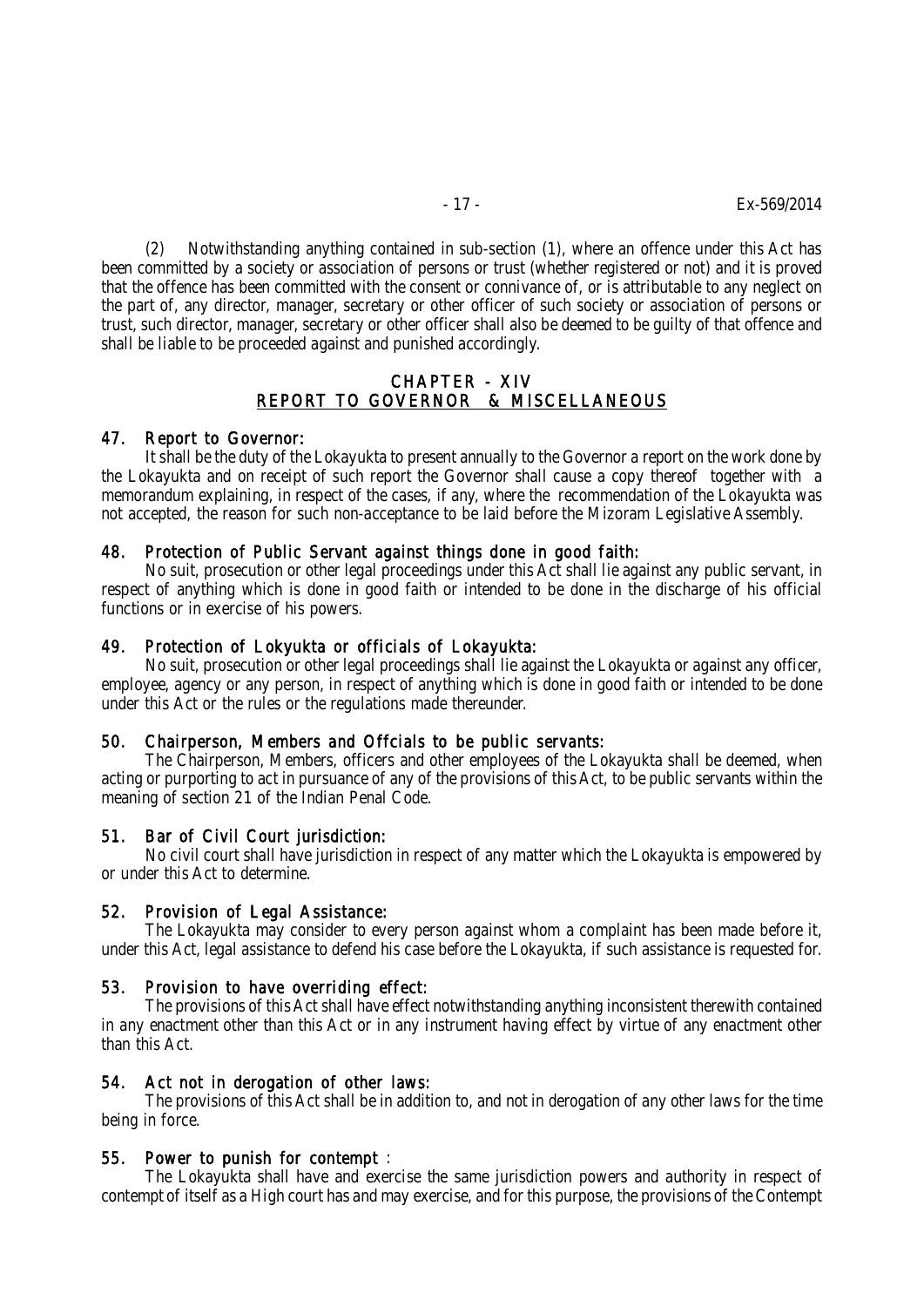(2) Notwithstanding anything contained in sub-section (1), where an offence under this Act has been committed by a society or association of persons or trust (whether registered or not) and it is proved that the offence has been committed with the consent or connivance of, or is attributable to any neglect on the part of, any director, manager, secretary or other officer of such society or association of persons or trust, such director, manager, secretary or other officer shall also be deemed to be guilty of that offence and shall be liable to be proceeded against and punished accordingly.

## CHAPTER - XIV
## REPORT TO GOVERNOR & MISCELLANEOUS

### 47. Report to Governor:

It shall be the duty of the Lokayukta to present annually to the Governor a report on the work done by the Lokayukta and on receipt of such report the Governor shall cause a copy thereof together with a memorandum explaining, in respect of the cases, if any, where the recommendation of the Lokayukta was not accepted, the reason for such non-acceptance to be laid before the Mizoram Legislative Assembly.

### 48. Protection of Public Servant against things done in good faith:

No suit, prosecution or other legal proceedings under this Act shall lie against any public servant, in respect of anything which is done in good faith or intended to be done in the discharge of his official functions or in exercise of his powers.

### 49. Protection of Lokyukta or officials of Lokayukta:

No suit, prosecution or other legal proceedings shall lie against the Lokayukta or against any officer, employee, agency or any person, in respect of anything which is done in good faith or intended to be done under this Act or the rules or the regulations made thereunder.

### 50. Chairperson, Members and Offcials to be public servants:

The Chairperson, Members, officers and other employees of the Lokayukta shall be deemed, when acting or purporting to act in pursuance of any of the provisions of this Act, to be public servants within the meaning of section 21 of the Indian Penal Code.

### 51. Bar of Civil Court jurisdiction:

No civil court shall have jurisdiction in respect of any matter which the Lokayukta is empowered by or under this Act to determine.

### 52. Provision of Legal Assistance:

The Lokayukta may consider to every person against whom a complaint has been made before it, under this Act, legal assistance to defend his case before the Lokayukta, if such assistance is requested for.

### 53. Provision to have overriding effect:

The provisions of this Act shall have effect notwithstanding anything inconsistent therewith contained in any enactment other than this Act or in any instrument having effect by virtue of any enactment other than this Act.

### 54. Act not in derogation of other laws:

The provisions of this Act shall be in addition to, and not in derogation of any other laws for the time being in force.

### 55. Power to punish for contempt :

The Lokayukta shall have and exercise the same jurisdiction powers and authority in respect of contempt of itself as a High court has and may exercise, and for this purpose, the provisions of the Contempt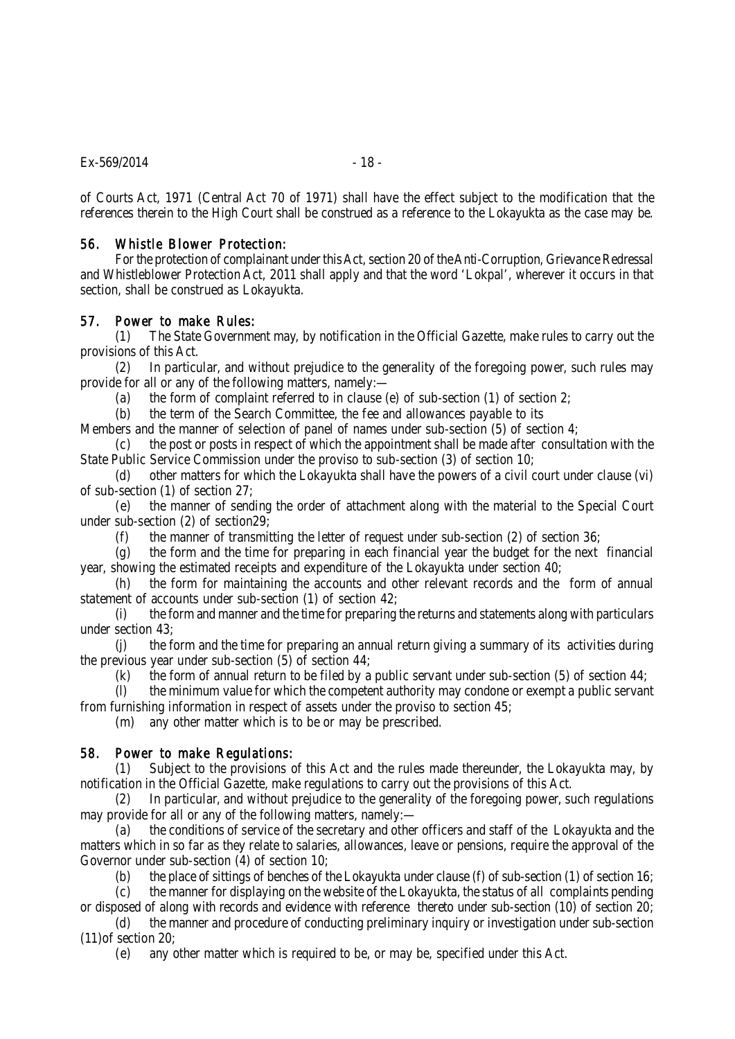of Courts Act, 1971 (Central Act 70 of 1971) shall have the effect subject to the modification that the references therein to the High Court shall be construed as a reference to the Lokayukta as the case may be.

### 56. Whistle Blower Protection:

For the protection of complainant under this Act, section 20 of the Anti-Corruption, Grievance Redressal and Whistleblower Protection Act, 2011 shall apply and that the word 'Lokpal', wherever it occurs in that section, shall be construed as Lokayukta.

### 57. Power to make Rules:

(1) The State Government may, by notification in the Official Gazette, make rules to carry out the provisions of this Act.

(2) In particular, and without prejudice to the generality of the foregoing power, such rules may provide for all or any of the following matters, namely:—

(a) the form of complaint referred to in clause (e) of sub-section (1) of section 2;

(b) the term of the Search Committee, the fee and allowances payable to its Members and the manner of selection of panel of names under sub-section (5) of section 4;

(c) the post or posts in respect of which the appointment shall be made after consultation with the State Public Service Commission under the proviso to sub-section (3) of section 10;

(d) other matters for which the Lokayukta shall have the powers of a civil court under clause (vi) of sub-section (1) of section 27;

(e) the manner of sending the order of attachment along with the material to the Special Court under sub-section (2) of section29;

(f) the manner of transmitting the letter of request under sub-section (2) of section 36;

(g) the form and the time for preparing in each financial year the budget for the next financial year, showing the estimated receipts and expenditure of the Lokayukta under section 40;

(h) the form for maintaining the accounts and other relevant records and the form of annual statement of accounts under sub-section (1) of section 42;

(i) the form and manner and the time for preparing the returns and statements along with particulars under section 43;

(j) the form and the time for preparing an annual return giving a summary of its activities during the previous year under sub-section (5) of section 44;

(k) the form of annual return to be filed by a public servant under sub-section (5) of section 44;

(l) the minimum value for which the competent authority may condone or exempt a public servant from furnishing information in respect of assets under the proviso to section 45;

(m) any other matter which is to be or may be prescribed.

### 58. Power to make Regulations:

(1) Subject to the provisions of this Act and the rules made thereunder, the Lokayukta may, by notification in the Official Gazette, make regulations to carry out the provisions of this Act.

(2) In particular, and without prejudice to the generality of the foregoing power, such regulations may provide for all or any of the following matters, namely:—

(a) the conditions of service of the secretary and other officers and staff of the Lokayukta and the matters which in so far as they relate to salaries, allowances, leave or pensions, require the approval of the Governor under sub-section (4) of section 10;

(b) the place of sittings of benches of the Lokayukta under clause (f) of sub-section (1) of section 16;

(c) the manner for displaying on the website of the Lokayukta, the status of all complaints pending or disposed of along with records and evidence with reference thereto under sub-section (10) of section 20;

(d) the manner and procedure of conducting preliminary inquiry or investigation under sub-section (11)of section 20;

(e) any other matter which is required to be, or may be, specified under this Act.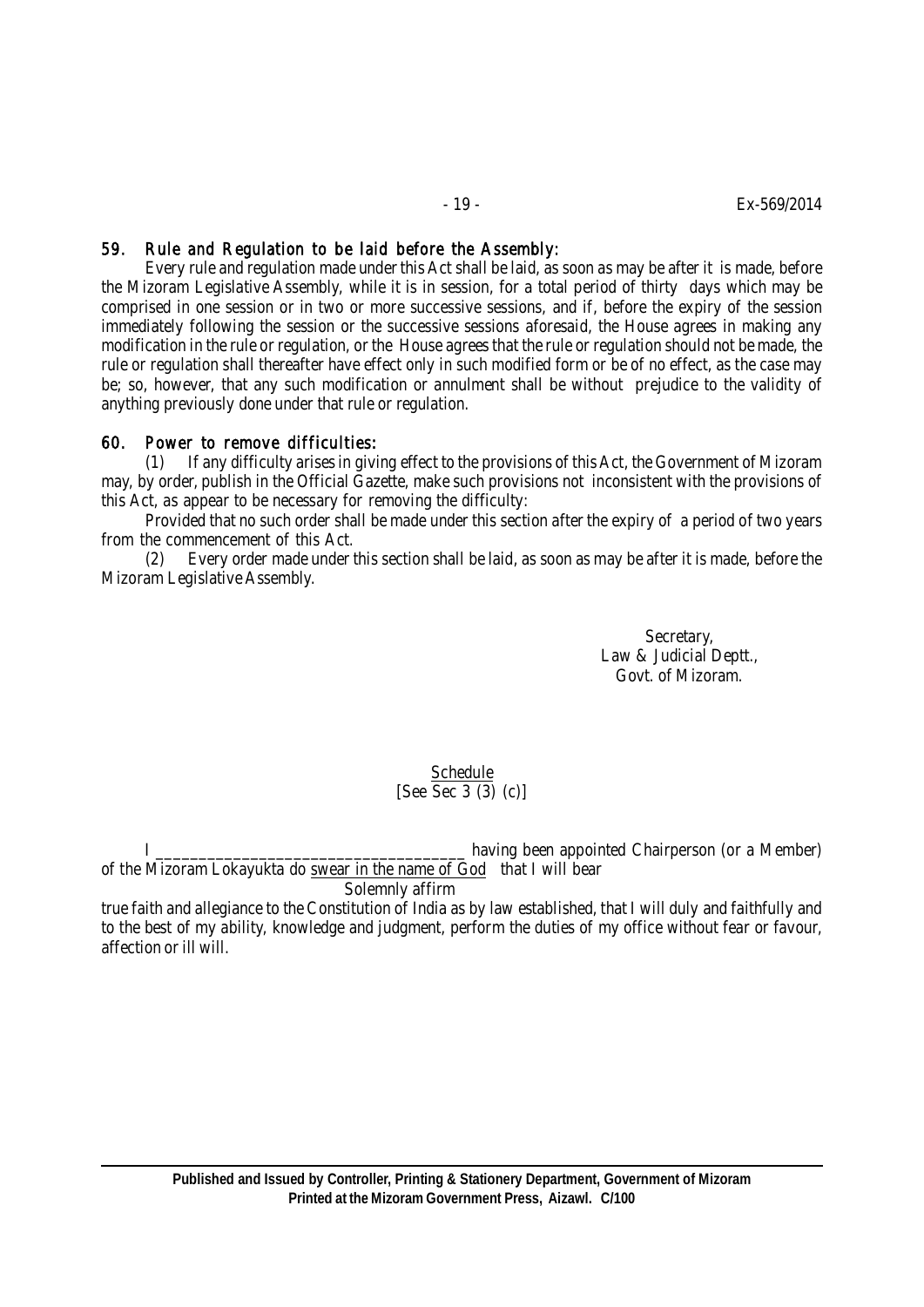### 59. Rule and Regulation to be laid before the Assembly:

Every rule and regulation made under this Act shall be laid, as soon as may be after it is made, before the Mizoram Legislative Assembly, while it is in session, for a total period of thirty days which may be comprised in one session or in two or more successive sessions, and if, before the expiry of the session immediately following the session or the successive sessions aforesaid, the House agrees in making any modification in the rule or regulation, or the House agrees that the rule or regulation should not be made, the rule or regulation shall thereafter have effect only in such modified form or be of no effect, as the case may be; so, however, that any such modification or annulment shall be without prejudice to the validity of anything previously done under that rule or regulation.

### 60. Power to remove difficulties:

(1) If any difficulty arises in giving effect to the provisions of this Act, the Government of Mizoram may, by order, publish in the Official Gazette, make such provisions not inconsistent with the provisions of this Act, as appear to be necessary for removing the difficulty:

Provided that no such order shall be made under this section after the expiry of a period of two years from the commencement of this Act.

(2) Every order made under this section shall be laid, as soon as may be after it is made, before the Mizoram Legislative Assembly.

Secretary,
Law & Judicial Deptt.,
Govt. of Mizoram.

<u>Schedule</u>
[See Sec 3 (3) (c)]

I ____________________________________ having been appointed Chairperson (or a Member) of the Mizoram Lokayukta do <u>swear in the name of God</u> that I will bear
Solemnly affirm
true faith and allegiance to the Constitution of India as by law established, that I will duly and faithfully and to the best of my ability, knowledge and judgment, perform the duties of my office without fear or favour, affection or ill will.

Published and Issued by Controller, Printing & Stationery Department, Government of Mizoram
Printed at the Mizoram Government Press, Aizawl. C/100